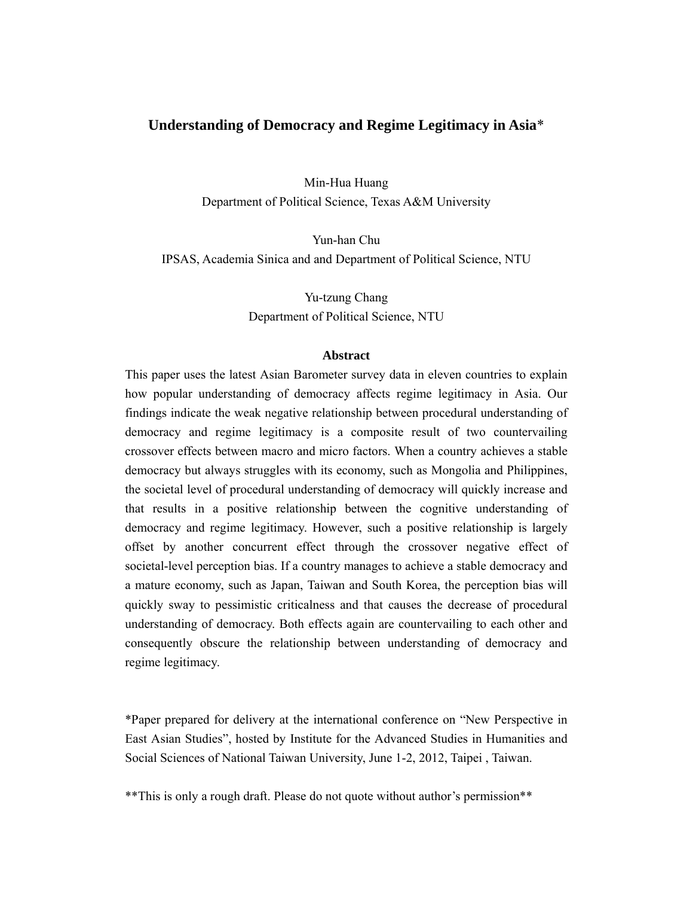# Understanding of Democracy and Regime Legitimacy in Asia*

Min-Hua Huang
Department of Political Science, Texas A&M University

Yun-han Chu
IPSAS, Academia Sinica and and Department of Political Science, NTU

Yu-tzung Chang
Department of Political Science, NTU

**Abstract**

This paper uses the latest Asian Barometer survey data in eleven countries to explain how popular understanding of democracy affects regime legitimacy in Asia. Our findings indicate the weak negative relationship between procedural understanding of democracy and regime legitimacy is a composite result of two countervailing crossover effects between macro and micro factors. When a country achieves a stable democracy but always struggles with its economy, such as Mongolia and Philippines, the societal level of procedural understanding of democracy will quickly increase and that results in a positive relationship between the cognitive understanding of democracy and regime legitimacy. However, such a positive relationship is largely offset by another concurrent effect through the crossover negative effect of societal-level perception bias. If a country manages to achieve a stable democracy and a mature economy, such as Japan, Taiwan and South Korea, the perception bias will quickly sway to pessimistic criticalness and that causes the decrease of procedural understanding of democracy. Both effects again are countervailing to each other and consequently obscure the relationship between understanding of democracy and regime legitimacy.

*Paper prepared for delivery at the international conference on "New Perspective in East Asian Studies", hosted by Institute for the Advanced Studies in Humanities and Social Sciences of National Taiwan University, June 1-2, 2012, Taipei , Taiwan.

**This is only a rough draft. Please do not quote without author's permission**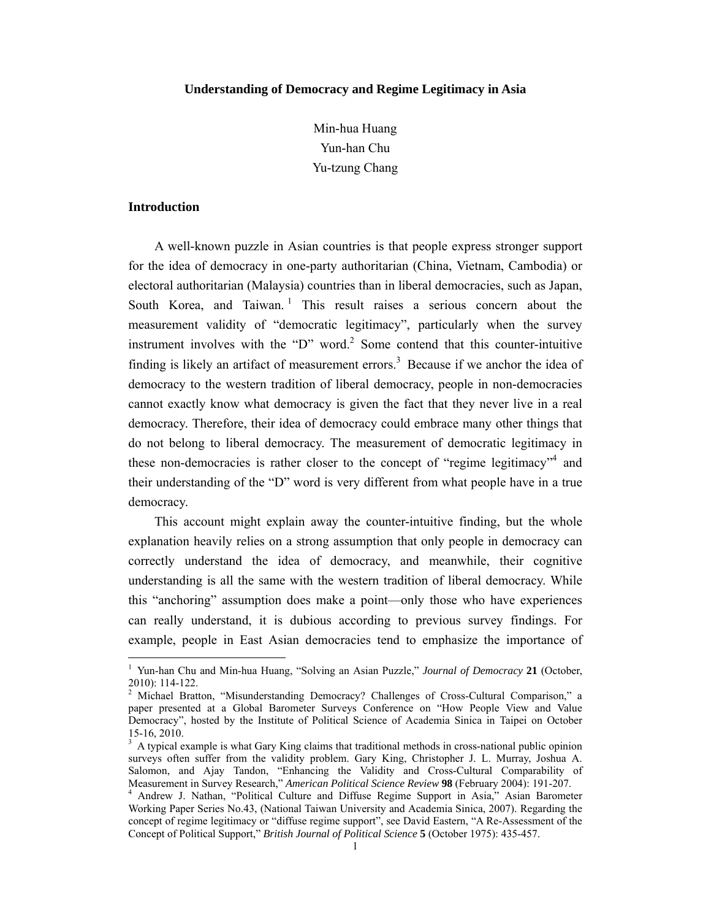**Understanding of Democracy and Regime Legitimacy in Asia**

Min-hua Huang
Yun-han Chu
Yu-tzung Chang

## Introduction

A well-known puzzle in Asian countries is that people express stronger support for the idea of democracy in one-party authoritarian (China, Vietnam, Cambodia) or electoral authoritarian (Malaysia) countries than in liberal democracies, such as Japan, South Korea, and Taiwan.[1] This result raises a serious concern about the measurement validity of "democratic legitimacy", particularly when the survey instrument involves with the "D" word.[2] Some contend that this counter-intuitive finding is likely an artifact of measurement errors.[3] Because if we anchor the idea of democracy to the western tradition of liberal democracy, people in non-democracies cannot exactly know what democracy is given the fact that they never live in a real democracy. Therefore, their idea of democracy could embrace many other things that do not belong to liberal democracy. The measurement of democratic legitimacy in these non-democracies is rather closer to the concept of "regime legitimacy"[4] and their understanding of the "D" word is very different from what people have in a true democracy.

This account might explain away the counter-intuitive finding, but the whole explanation heavily relies on a strong assumption that only people in democracy can correctly understand the idea of democracy, and meanwhile, their cognitive understanding is all the same with the western tradition of liberal democracy. While this "anchoring" assumption does make a point—only those who have experiences can really understand, it is dubious according to previous survey findings. For example, people in East Asian democracies tend to emphasize the importance of

---

[1] Yun-han Chu and Min-hua Huang, "Solving an Asian Puzzle," *Journal of Democracy* **21** (October, 2010): 114-122.

[2] Michael Bratton, "Misunderstanding Democracy? Challenges of Cross-Cultural Comparison," a paper presented at a Global Barometer Surveys Conference on "How People View and Value Democracy", hosted by the Institute of Political Science of Academia Sinica in Taipei on October 15-16, 2010.

[3] A typical example is what Gary King claims that traditional methods in cross-national public opinion surveys often suffer from the validity problem. Gary King, Christopher J. L. Murray, Joshua A. Salomon, and Ajay Tandon, "Enhancing the Validity and Cross-Cultural Comparability of Measurement in Survey Research," *American Political Science Review* **98** (February 2004): 191-207.

[4] Andrew J. Nathan, "Political Culture and Diffuse Regime Support in Asia," Asian Barometer Working Paper Series No.43, (National Taiwan University and Academia Sinica, 2007). Regarding the concept of regime legitimacy or "diffuse regime support", see David Eastern, "A Re-Assessment of the Concept of Political Support," *British Journal of Political Science* **5** (October 1975): 435-457.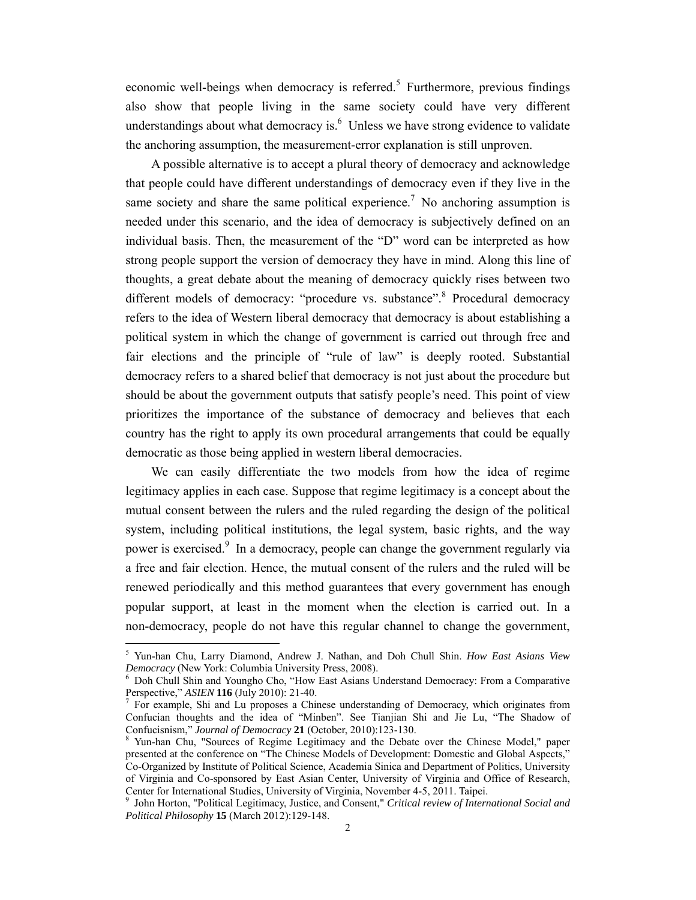economic well-beings when democracy is referred.[5] Furthermore, previous findings also show that people living in the same society could have very different understandings about what democracy is.[6] Unless we have strong evidence to validate the anchoring assumption, the measurement-error explanation is still unproven.

A possible alternative is to accept a plural theory of democracy and acknowledge that people could have different understandings of democracy even if they live in the same society and share the same political experience.[7] No anchoring assumption is needed under this scenario, and the idea of democracy is subjectively defined on an individual basis. Then, the measurement of the "D" word can be interpreted as how strong people support the version of democracy they have in mind. Along this line of thoughts, a great debate about the meaning of democracy quickly rises between two different models of democracy: "procedure vs. substance".[8] Procedural democracy refers to the idea of Western liberal democracy that democracy is about establishing a political system in which the change of government is carried out through free and fair elections and the principle of "rule of law" is deeply rooted. Substantial democracy refers to a shared belief that democracy is not just about the procedure but should be about the government outputs that satisfy people's need. This point of view prioritizes the importance of the substance of democracy and believes that each country has the right to apply its own procedural arrangements that could be equally democratic as those being applied in western liberal democracies.

We can easily differentiate the two models from how the idea of regime legitimacy applies in each case. Suppose that regime legitimacy is a concept about the mutual consent between the rulers and the ruled regarding the design of the political system, including political institutions, the legal system, basic rights, and the way power is exercised.[9] In a democracy, people can change the government regularly via a free and fair election. Hence, the mutual consent of the rulers and the ruled will be renewed periodically and this method guarantees that every government has enough popular support, at least in the moment when the election is carried out. In a non-democracy, people do not have this regular channel to change the government,

---

[5] Yun-han Chu, Larry Diamond, Andrew J. Nathan, and Doh Chull Shin. *How East Asians View Democracy* (New York: Columbia University Press, 2008).

[6] Doh Chull Shin and Youngho Cho, "How East Asians Understand Democracy: From a Comparative Perspective," *ASIEN* **116** (July 2010): 21-40.

[7] For example, Shi and Lu proposes a Chinese understanding of Democracy, which originates from Confucian thoughts and the idea of "Minben". See Tianjian Shi and Jie Lu, "The Shadow of Confucisnism," *Journal of Democracy* **21** (October, 2010):123-130.

[8] Yun-han Chu, "Sources of Regime Legitimacy and the Debate over the Chinese Model," paper presented at the conference on "The Chinese Models of Development: Domestic and Global Aspects," Co-Organized by Institute of Political Science, Academia Sinica and Department of Politics, University of Virginia and Co-sponsored by East Asian Center, University of Virginia and Office of Research, Center for International Studies, University of Virginia, November 4-5, 2011. Taipei.

[9] John Horton, "Political Legitimacy, Justice, and Consent," *Critical review of International Social and Political Philosophy* **15** (March 2012):129-148.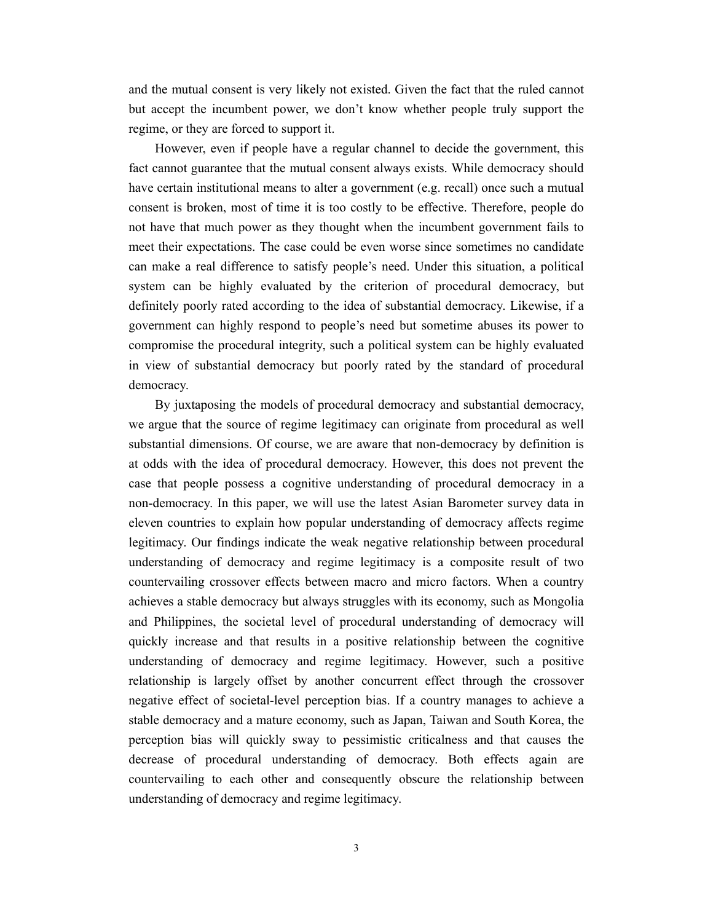and the mutual consent is very likely not existed. Given the fact that the ruled cannot but accept the incumbent power, we don't know whether people truly support the regime, or they are forced to support it.

However, even if people have a regular channel to decide the government, this fact cannot guarantee that the mutual consent always exists. While democracy should have certain institutional means to alter a government (e.g. recall) once such a mutual consent is broken, most of time it is too costly to be effective. Therefore, people do not have that much power as they thought when the incumbent government fails to meet their expectations. The case could be even worse since sometimes no candidate can make a real difference to satisfy people's need. Under this situation, a political system can be highly evaluated by the criterion of procedural democracy, but definitely poorly rated according to the idea of substantial democracy. Likewise, if a government can highly respond to people's need but sometime abuses its power to compromise the procedural integrity, such a political system can be highly evaluated in view of substantial democracy but poorly rated by the standard of procedural democracy.

By juxtaposing the models of procedural democracy and substantial democracy, we argue that the source of regime legitimacy can originate from procedural as well substantial dimensions. Of course, we are aware that non-democracy by definition is at odds with the idea of procedural democracy. However, this does not prevent the case that people possess a cognitive understanding of procedural democracy in a non-democracy. In this paper, we will use the latest Asian Barometer survey data in eleven countries to explain how popular understanding of democracy affects regime legitimacy. Our findings indicate the weak negative relationship between procedural understanding of democracy and regime legitimacy is a composite result of two countervailing crossover effects between macro and micro factors. When a country achieves a stable democracy but always struggles with its economy, such as Mongolia and Philippines, the societal level of procedural understanding of democracy will quickly increase and that results in a positive relationship between the cognitive understanding of democracy and regime legitimacy. However, such a positive relationship is largely offset by another concurrent effect through the crossover negative effect of societal-level perception bias. If a country manages to achieve a stable democracy and a mature economy, such as Japan, Taiwan and South Korea, the perception bias will quickly sway to pessimistic criticalness and that causes the decrease of procedural understanding of democracy. Both effects again are countervailing to each other and consequently obscure the relationship between understanding of democracy and regime legitimacy.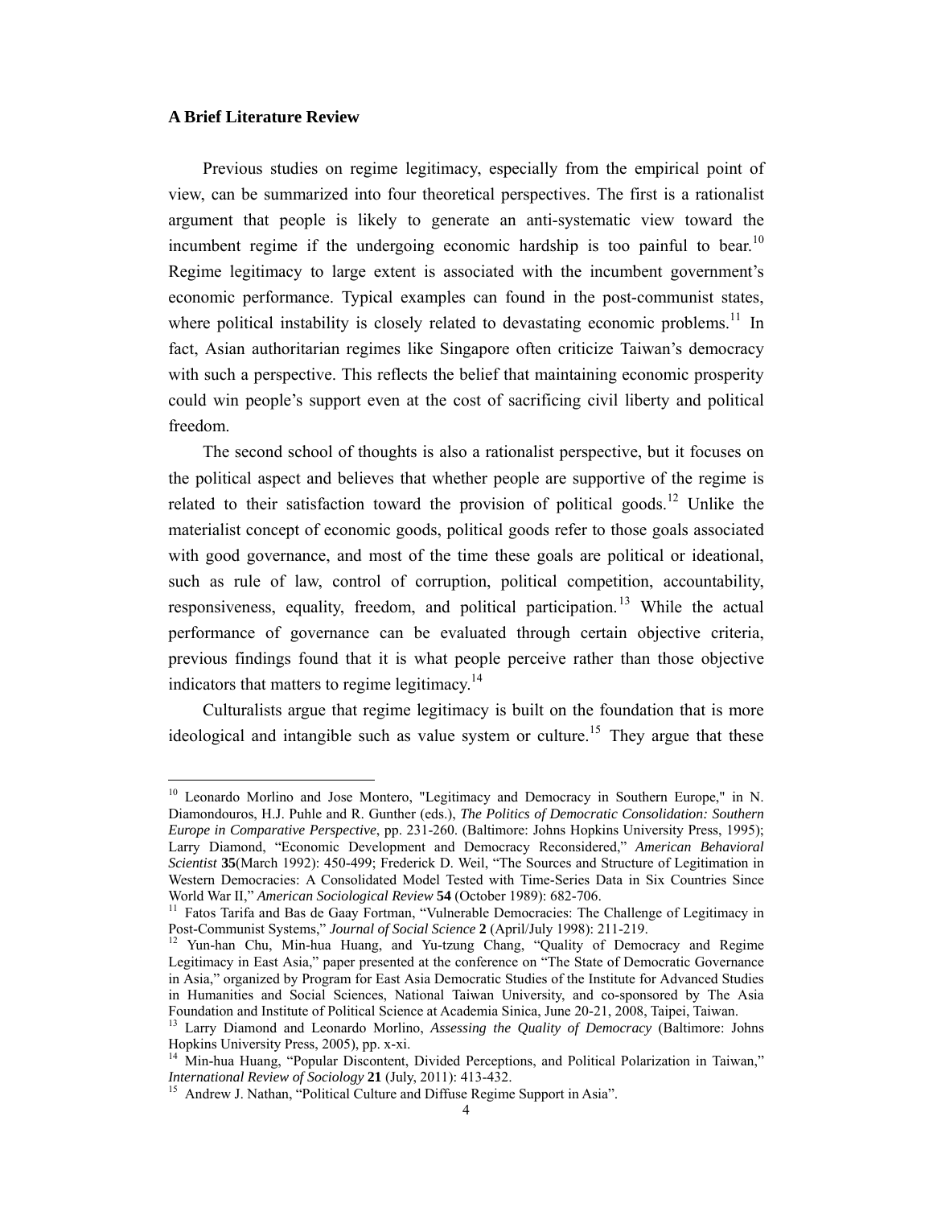**A Brief Literature Review**

Previous studies on regime legitimacy, especially from the empirical point of view, can be summarized into four theoretical perspectives. The first is a rationalist argument that people is likely to generate an anti-systematic view toward the incumbent regime if the undergoing economic hardship is too painful to bear.[10] Regime legitimacy to large extent is associated with the incumbent government's economic performance. Typical examples can found in the post-communist states, where political instability is closely related to devastating economic problems.[11] In fact, Asian authoritarian regimes like Singapore often criticize Taiwan's democracy with such a perspective. This reflects the belief that maintaining economic prosperity could win people's support even at the cost of sacrificing civil liberty and political freedom.

The second school of thoughts is also a rationalist perspective, but it focuses on the political aspect and believes that whether people are supportive of the regime is related to their satisfaction toward the provision of political goods.[12] Unlike the materialist concept of economic goods, political goods refer to those goals associated with good governance, and most of the time these goals are political or ideational, such as rule of law, control of corruption, political competition, accountability, responsiveness, equality, freedom, and political participation.[13] While the actual performance of governance can be evaluated through certain objective criteria, previous findings found that it is what people perceive rather than those objective indicators that matters to regime legitimacy.[14]

Culturalists argue that regime legitimacy is built on the foundation that is more ideological and intangible such as value system or culture.[15] They argue that these

---

[10] Leonardo Morlino and Jose Montero, "Legitimacy and Democracy in Southern Europe," in N. Diamondouros, H.J. Puhle and R. Gunther (eds.), *The Politics of Democratic Consolidation: Southern Europe in Comparative Perspective*, pp. 231-260. (Baltimore: Johns Hopkins University Press, 1995); Larry Diamond, "Economic Development and Democracy Reconsidered," *American Behavioral Scientist* **35**(March 1992): 450-499; Frederick D. Weil, "The Sources and Structure of Legitimation in Western Democracies: A Consolidated Model Tested with Time-Series Data in Six Countries Since World War II," *American Sociological Review* **54** (October 1989): 682-706.

[11] Fatos Tarifa and Bas de Gaay Fortman, "Vulnerable Democracies: The Challenge of Legitimacy in Post-Communist Systems," *Journal of Social Science* **2** (April/July 1998): 211-219.

[12] Yun-han Chu, Min-hua Huang, and Yu-tzung Chang, "Quality of Democracy and Regime Legitimacy in East Asia," paper presented at the conference on "The State of Democratic Governance in Asia," organized by Program for East Asia Democratic Studies of the Institute for Advanced Studies in Humanities and Social Sciences, National Taiwan University, and co-sponsored by The Asia Foundation and Institute of Political Science at Academia Sinica, June 20-21, 2008, Taipei, Taiwan.

[13] Larry Diamond and Leonardo Morlino, *Assessing the Quality of Democracy* (Baltimore: Johns Hopkins University Press, 2005), pp. x-xi.

[14] Min-hua Huang, "Popular Discontent, Divided Perceptions, and Political Polarization in Taiwan," *International Review of Sociology* **21** (July, 2011): 413-432.

[15] Andrew J. Nathan, "Political Culture and Diffuse Regime Support in Asia".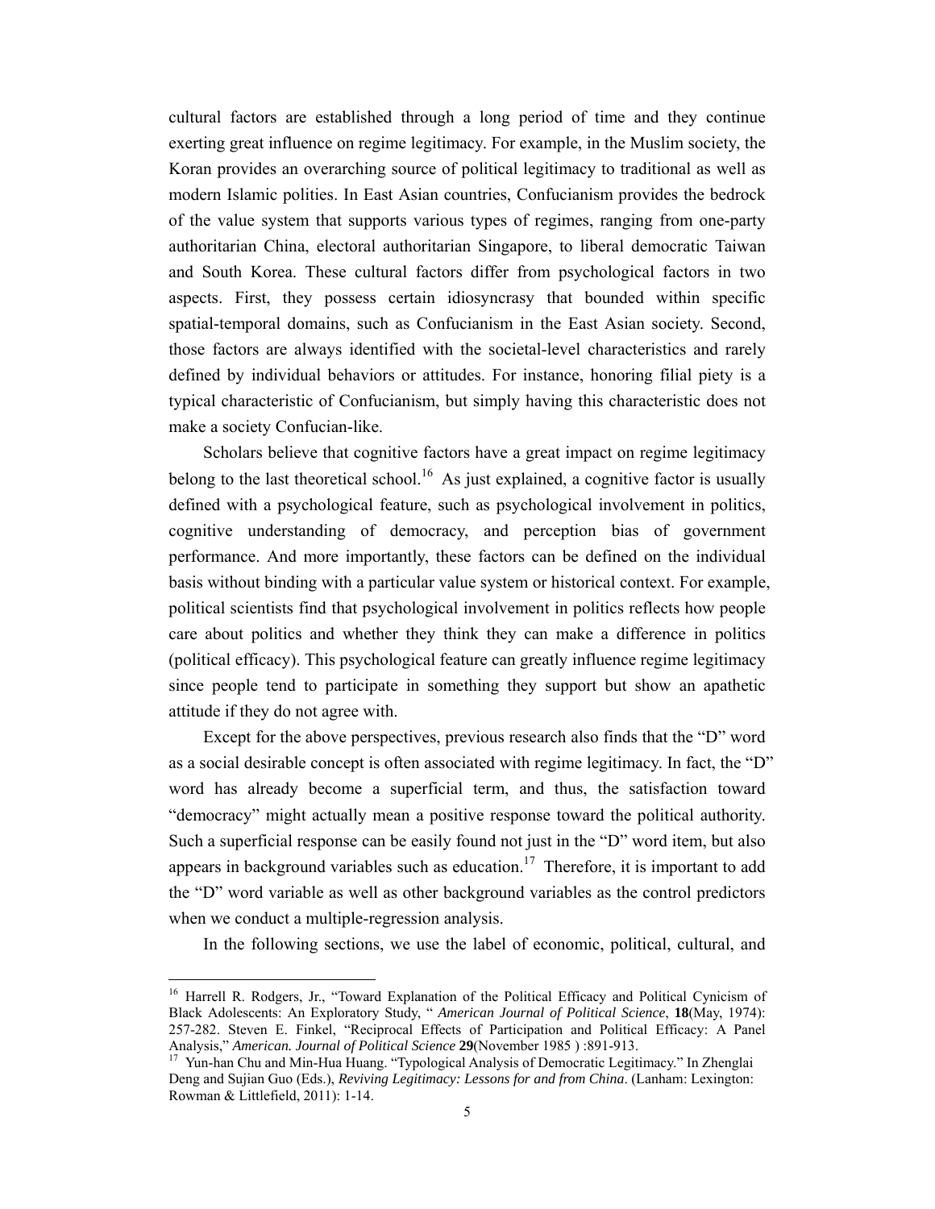cultural factors are established through a long period of time and they continue exerting great influence on regime legitimacy. For example, in the Muslim society, the Koran provides an overarching source of political legitimacy to traditional as well as modern Islamic polities. In East Asian countries, Confucianism provides the bedrock of the value system that supports various types of regimes, ranging from one-party authoritarian China, electoral authoritarian Singapore, to liberal democratic Taiwan and South Korea. These cultural factors differ from psychological factors in two aspects. First, they possess certain idiosyncrasy that bounded within specific spatial-temporal domains, such as Confucianism in the East Asian society. Second, those factors are always identified with the societal-level characteristics and rarely defined by individual behaviors or attitudes. For instance, honoring filial piety is a typical characteristic of Confucianism, but simply having this characteristic does not make a society Confucian-like.

Scholars believe that cognitive factors have a great impact on regime legitimacy belong to the last theoretical school.[16] As just explained, a cognitive factor is usually defined with a psychological feature, such as psychological involvement in politics, cognitive understanding of democracy, and perception bias of government performance. And more importantly, these factors can be defined on the individual basis without binding with a particular value system or historical context. For example, political scientists find that psychological involvement in politics reflects how people care about politics and whether they think they can make a difference in politics (political efficacy). This psychological feature can greatly influence regime legitimacy since people tend to participate in something they support but show an apathetic attitude if they do not agree with.

Except for the above perspectives, previous research also finds that the "D" word as a social desirable concept is often associated with regime legitimacy. In fact, the "D" word has already become a superficial term, and thus, the satisfaction toward "democracy" might actually mean a positive response toward the political authority. Such a superficial response can be easily found not just in the "D" word item, but also appears in background variables such as education.[17] Therefore, it is important to add the "D" word variable as well as other background variables as the control predictors when we conduct a multiple-regression analysis.

In the following sections, we use the label of economic, political, cultural, and

---

[16] Harrell R. Rodgers, Jr., "Toward Explanation of the Political Efficacy and Political Cynicism of Black Adolescents: An Exploratory Study, " *American Journal of Political Science*, **18**(May, 1974): 257-282. Steven E. Finkel, "Reciprocal Effects of Participation and Political Efficacy: A Panel Analysis," *American. Journal of Political Science* **29**(November 1985 ) :891-913.

[17] Yun-han Chu and Min-Hua Huang. "Typological Analysis of Democratic Legitimacy." In Zhenglai Deng and Sujian Guo (Eds.), *Reviving Legitimacy: Lessons for and from China*. (Lanham: Lexington: Rowman & Littlefield, 2011): 1-14.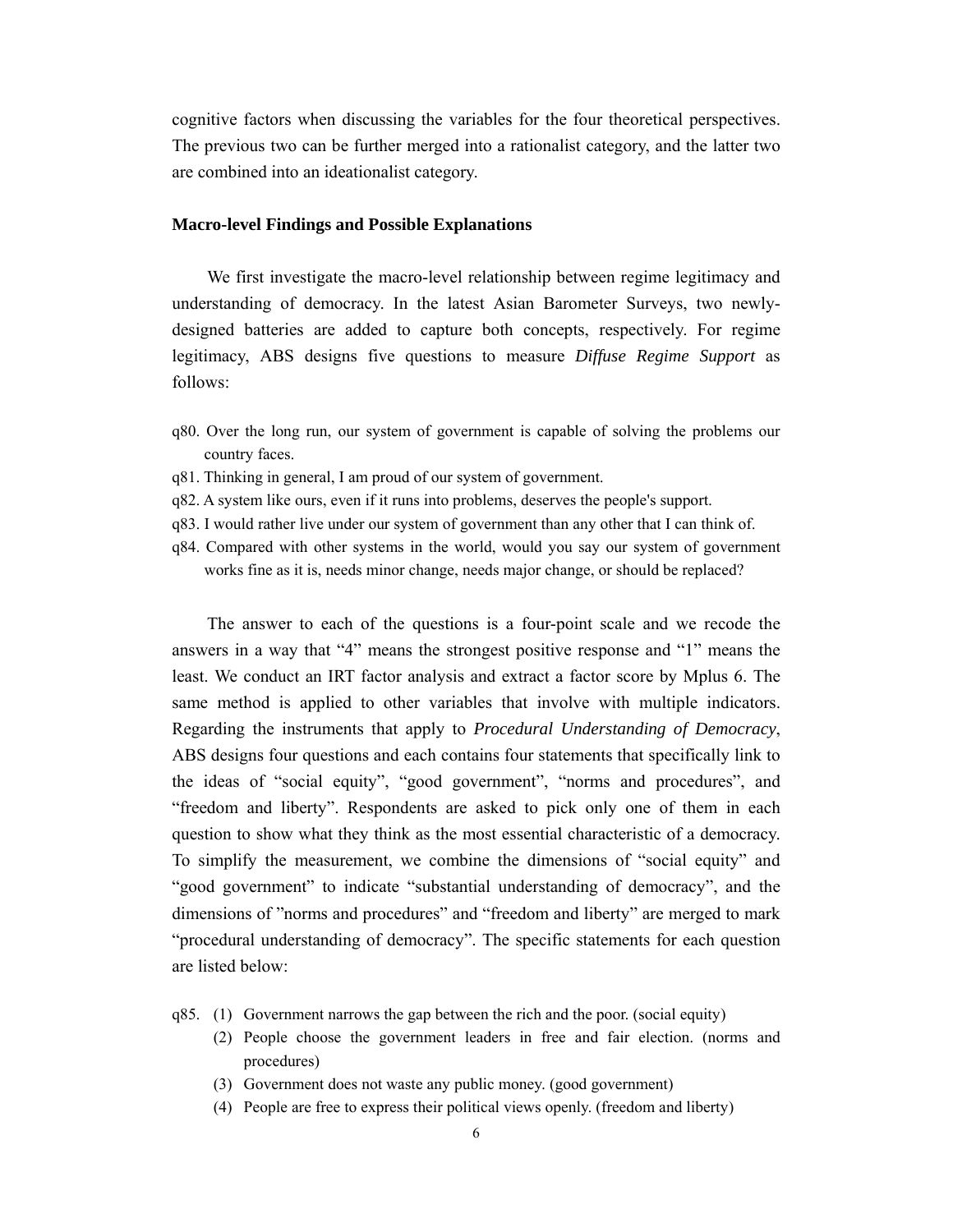cognitive factors when discussing the variables for the four theoretical perspectives. The previous two can be further merged into a rationalist category, and the latter two are combined into an ideationalist category.

### Macro-level Findings and Possible Explanations

We first investigate the macro-level relationship between regime legitimacy and understanding of democracy. In the latest Asian Barometer Surveys, two newly-designed batteries are added to capture both concepts, respectively. For regime legitimacy, ABS designs five questions to measure *Diffuse Regime Support* as follows:

q80. Over the long run, our system of government is capable of solving the problems our country faces.
q81. Thinking in general, I am proud of our system of government.
q82. A system like ours, even if it runs into problems, deserves the people's support.
q83. I would rather live under our system of government than any other that I can think of.
q84. Compared with other systems in the world, would you say our system of government works fine as it is, needs minor change, needs major change, or should be replaced?

The answer to each of the questions is a four-point scale and we recode the answers in a way that "4" means the strongest positive response and "1" means the least. We conduct an IRT factor analysis and extract a factor score by Mplus 6. The same method is applied to other variables that involve with multiple indicators. Regarding the instruments that apply to *Procedural Understanding of Democracy*, ABS designs four questions and each contains four statements that specifically link to the ideas of "social equity", "good government", "norms and procedures", and "freedom and liberty". Respondents are asked to pick only one of them in each question to show what they think as the most essential characteristic of a democracy. To simplify the measurement, we combine the dimensions of "social equity" and "good government" to indicate "substantial understanding of democracy", and the dimensions of "norms and procedures" and "freedom and liberty" are merged to mark "procedural understanding of democracy". The specific statements for each question are listed below:

q85. (1) Government narrows the gap between the rich and the poor. (social equity)
(2) People choose the government leaders in free and fair election. (norms and procedures)
(3) Government does not waste any public money. (good government)
(4) People are free to express their political views openly. (freedom and liberty)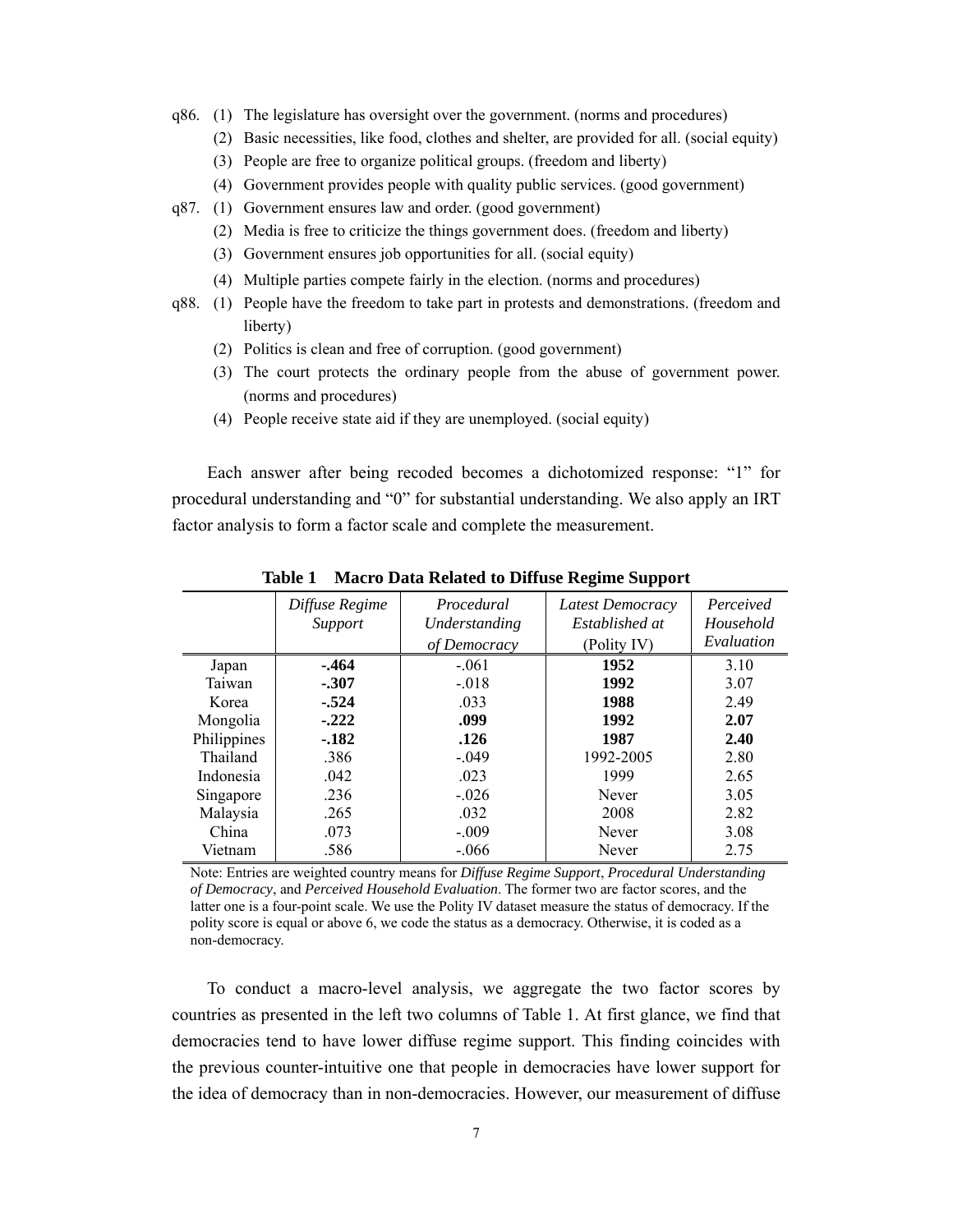q86. (1) The legislature has oversight over the government. (norms and procedures)

(2) Basic necessities, like food, clothes and shelter, are provided for all. (social equity)

(3) People are free to organize political groups. (freedom and liberty)

(4) Government provides people with quality public services. (good government)

q87. (1) Government ensures law and order. (good government)

(2) Media is free to criticize the things government does. (freedom and liberty)

(3) Government ensures job opportunities for all. (social equity)

(4) Multiple parties compete fairly in the election. (norms and procedures)

q88. (1) People have the freedom to take part in protests and demonstrations. (freedom and liberty)

(2) Politics is clean and free of corruption. (good government)

(3) The court protects the ordinary people from the abuse of government power. (norms and procedures)

(4) People receive state aid if they are unemployed. (social equity)

Each answer after being recoded becomes a dichotomized response: "1" for procedural understanding and "0" for substantial understanding. We also apply an IRT factor analysis to form a factor scale and complete the measurement.

**Table 1 Macro Data Related to Diffuse Regime Support**

| | *Diffuse Regime Support* | *Procedural Understanding of Democracy* | *Latest Democracy Established at* (Polity IV) | *Perceived Household Evaluation* |
|---|---|---|---|---|
| Japan | **-.464** | -.061 | **1952** | 3.10 |
| Taiwan | **-.307** | -.018 | **1992** | 3.07 |
| Korea | **-.524** | .033 | **1988** | 2.49 |
| Mongolia | **-.222** | **.099** | **1992** | **2.07** |
| Philippines | **-.182** | **.126** | **1987** | **2.40** |
| Thailand | .386 | -.049 | 1992-2005 | 2.80 |
| Indonesia | .042 | .023 | 1999 | 2.65 |
| Singapore | .236 | -.026 | Never | 3.05 |
| Malaysia | .265 | .032 | 2008 | 2.82 |
| China | .073 | -.009 | Never | 3.08 |
| Vietnam | .586 | -.066 | Never | 2.75 |

Note: Entries are weighted country means for *Diffuse Regime Support*, *Procedural Understanding of Democracy*, and *Perceived Household Evaluation*. The former two are factor scores, and the latter one is a four-point scale. We use the Polity IV dataset measure the status of democracy. If the polity score is equal or above 6, we code the status as a democracy. Otherwise, it is coded as a non-democracy.

To conduct a macro-level analysis, we aggregate the two factor scores by countries as presented in the left two columns of Table 1. At first glance, we find that democracies tend to have lower diffuse regime support. This finding coincides with the previous counter-intuitive one that people in democracies have lower support for the idea of democracy than in non-democracies. However, our measurement of diffuse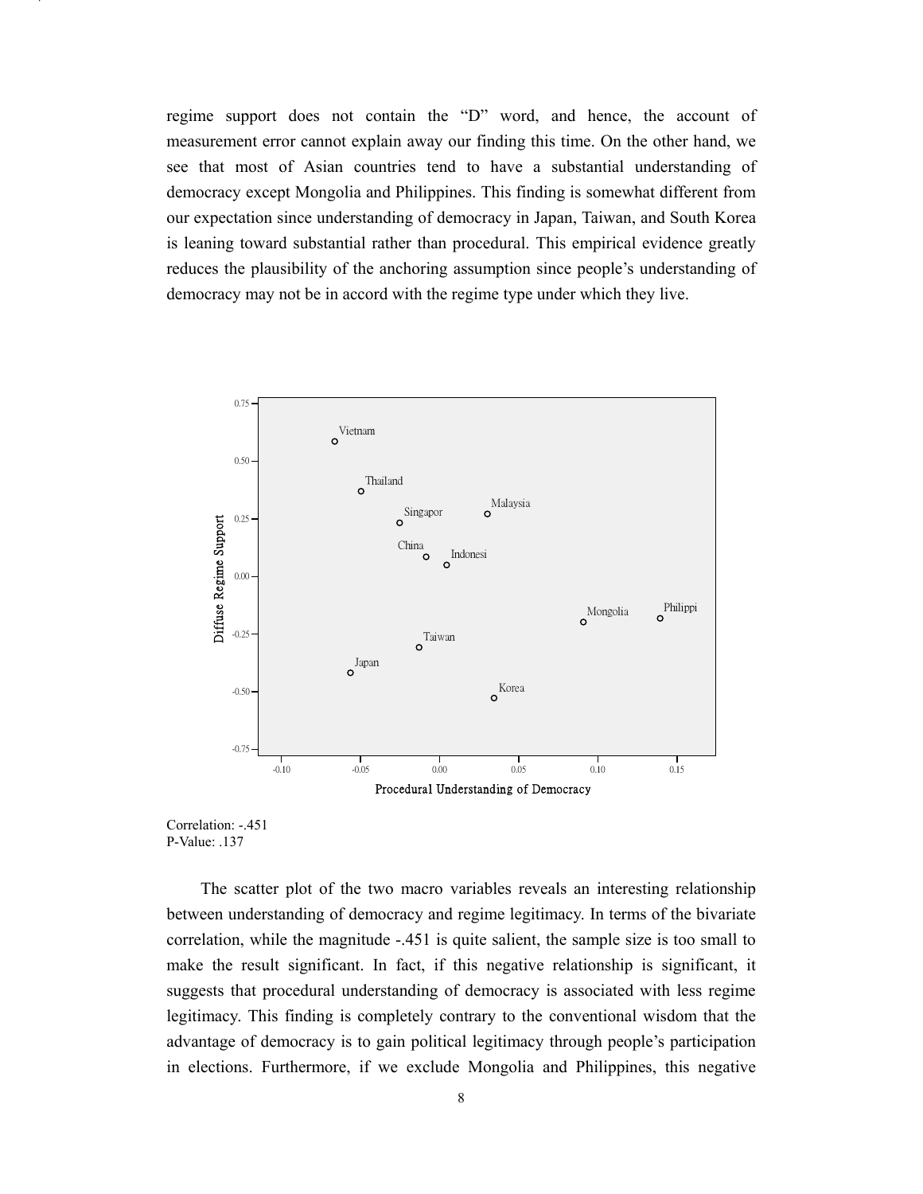regime support does not contain the "D" word, and hence, the account of measurement error cannot explain away our finding this time. On the other hand, we see that most of Asian countries tend to have a substantial understanding of democracy except Mongolia and Philippines. This finding is somewhat different from our expectation since understanding of democracy in Japan, Taiwan, and South Korea is leaning toward substantial rather than procedural. This empirical evidence greatly reduces the plausibility of the anchoring assumption since people's understanding of democracy may not be in accord with the regime type under which they live.

Correlation: -.451
P-Value: .137

The scatter plot of the two macro variables reveals an interesting relationship between understanding of democracy and regime legitimacy. In terms of the bivariate correlation, while the magnitude -.451 is quite salient, the sample size is too small to make the result significant. In fact, if this negative relationship is significant, it suggests that procedural understanding of democracy is associated with less regime legitimacy. This finding is completely contrary to the conventional wisdom that the advantage of democracy is to gain political legitimacy through people's participation in elections. Furthermore, if we exclude Mongolia and Philippines, this negative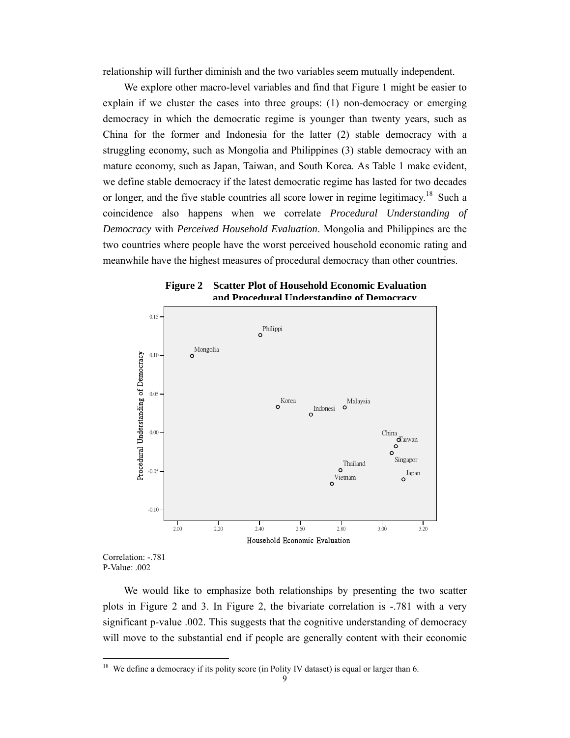relationship will further diminish and the two variables seem mutually independent.

We explore other macro-level variables and find that Figure 1 might be easier to explain if we cluster the cases into three groups: (1) non-democracy or emerging democracy in which the democratic regime is younger than twenty years, such as China for the former and Indonesia for the latter (2) stable democracy with a struggling economy, such as Mongolia and Philippines (3) stable democracy with an mature economy, such as Japan, Taiwan, and South Korea. As Table 1 make evident, we define stable democracy if the latest democratic regime has lasted for two decades or longer, and the five stable countries all score lower in regime legitimacy.[18] Such a coincidence also happens when we correlate *Procedural Understanding of Democracy* with *Perceived Household Evaluation*. Mongolia and Philippines are the two countries where people have the worst perceived household economic rating and meanwhile have the highest measures of procedural democracy than other countries.

**Figure 2 Scatter Plot of Household Economic Evaluation and Procedural Understanding of Democracy**

Correlation: -.781
P-Value: .002

We would like to emphasize both relationships by presenting the two scatter plots in Figure 2 and 3. In Figure 2, the bivariate correlation is -.781 with a very significant p-value .002. This suggests that the cognitive understanding of democracy will move to the substantial end if people are generally content with their economic

[18] We define a democracy if its polity score (in Polity IV dataset) is equal or larger than 6.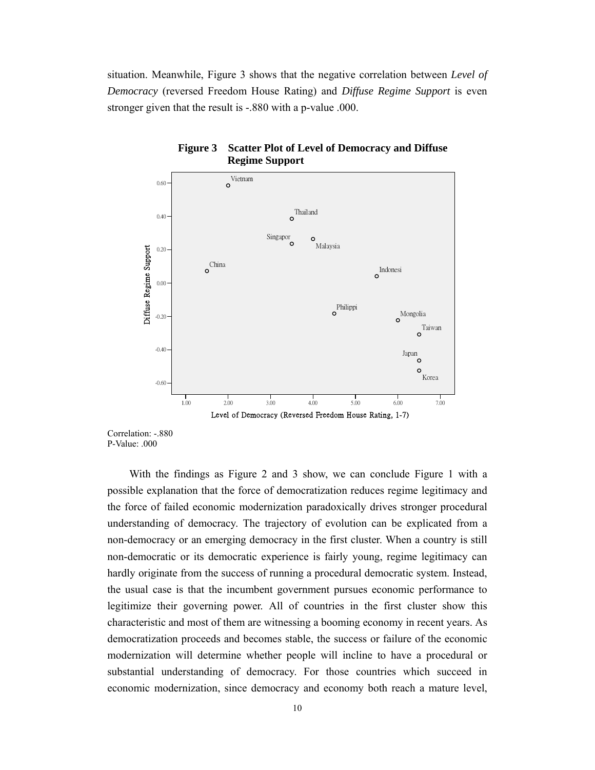situation. Meanwhile, Figure 3 shows that the negative correlation between *Level of Democracy* (reversed Freedom House Rating) and *Diffuse Regime Support* is even stronger given that the result is -.880 with a p-value .000.

**Figure 3 Scatter Plot of Level of Democracy and Diffuse Regime Support**

Correlation: -.880
P-Value: .000

With the findings as Figure 2 and 3 show, we can conclude Figure 1 with a possible explanation that the force of democratization reduces regime legitimacy and the force of failed economic modernization paradoxically drives stronger procedural understanding of democracy. The trajectory of evolution can be explicated from a non-democracy or an emerging democracy in the first cluster. When a country is still non-democratic or its democratic experience is fairly young, regime legitimacy can hardly originate from the success of running a procedural democratic system. Instead, the usual case is that the incumbent government pursues economic performance to legitimize their governing power. All of countries in the first cluster show this characteristic and most of them are witnessing a booming economy in recent years. As democratization proceeds and becomes stable, the success or failure of the economic modernization will determine whether people will incline to have a procedural or substantial understanding of democracy. For those countries which succeed in economic modernization, since democracy and economy both reach a mature level,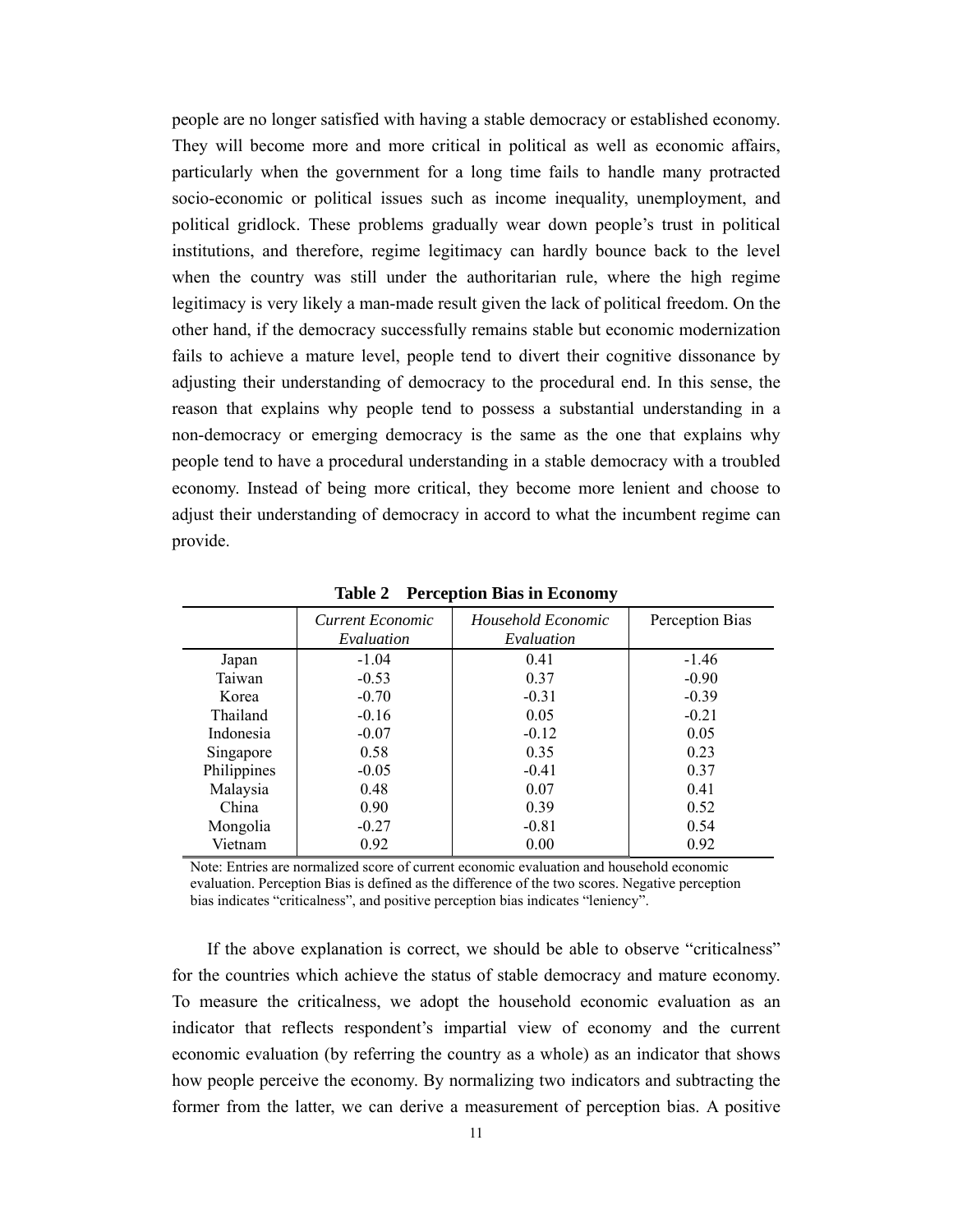people are no longer satisfied with having a stable democracy or established economy. They will become more and more critical in political as well as economic affairs, particularly when the government for a long time fails to handle many protracted socio-economic or political issues such as income inequality, unemployment, and political gridlock. These problems gradually wear down people's trust in political institutions, and therefore, regime legitimacy can hardly bounce back to the level when the country was still under the authoritarian rule, where the high regime legitimacy is very likely a man-made result given the lack of political freedom. On the other hand, if the democracy successfully remains stable but economic modernization fails to achieve a mature level, people tend to divert their cognitive dissonance by adjusting their understanding of democracy to the procedural end. In this sense, the reason that explains why people tend to possess a substantial understanding in a non-democracy or emerging democracy is the same as the one that explains why people tend to have a procedural understanding in a stable democracy with a troubled economy. Instead of being more critical, they become more lenient and choose to adjust their understanding of democracy in accord to what the incumbent regime can provide.

**Table 2 Perception Bias in Economy**

| | *Current Economic Evaluation* | *Household Economic Evaluation* | Perception Bias |
|---|---|---|---|
| Japan | -1.04 | 0.41 | -1.46 |
| Taiwan | -0.53 | 0.37 | -0.90 |
| Korea | -0.70 | -0.31 | -0.39 |
| Thailand | -0.16 | 0.05 | -0.21 |
| Indonesia | -0.07 | -0.12 | 0.05 |
| Singapore | 0.58 | 0.35 | 0.23 |
| Philippines | -0.05 | -0.41 | 0.37 |
| Malaysia | 0.48 | 0.07 | 0.41 |
| China | 0.90 | 0.39 | 0.52 |
| Mongolia | -0.27 | -0.81 | 0.54 |
| Vietnam | 0.92 | 0.00 | 0.92 |

Note: Entries are normalized score of current economic evaluation and household economic evaluation. Perception Bias is defined as the difference of the two scores. Negative perception bias indicates "criticalness", and positive perception bias indicates "leniency".

If the above explanation is correct, we should be able to observe "criticalness" for the countries which achieve the status of stable democracy and mature economy. To measure the criticalness, we adopt the household economic evaluation as an indicator that reflects respondent's impartial view of economy and the current economic evaluation (by referring the country as a whole) as an indicator that shows how people perceive the economy. By normalizing two indicators and subtracting the former from the latter, we can derive a measurement of perception bias. A positive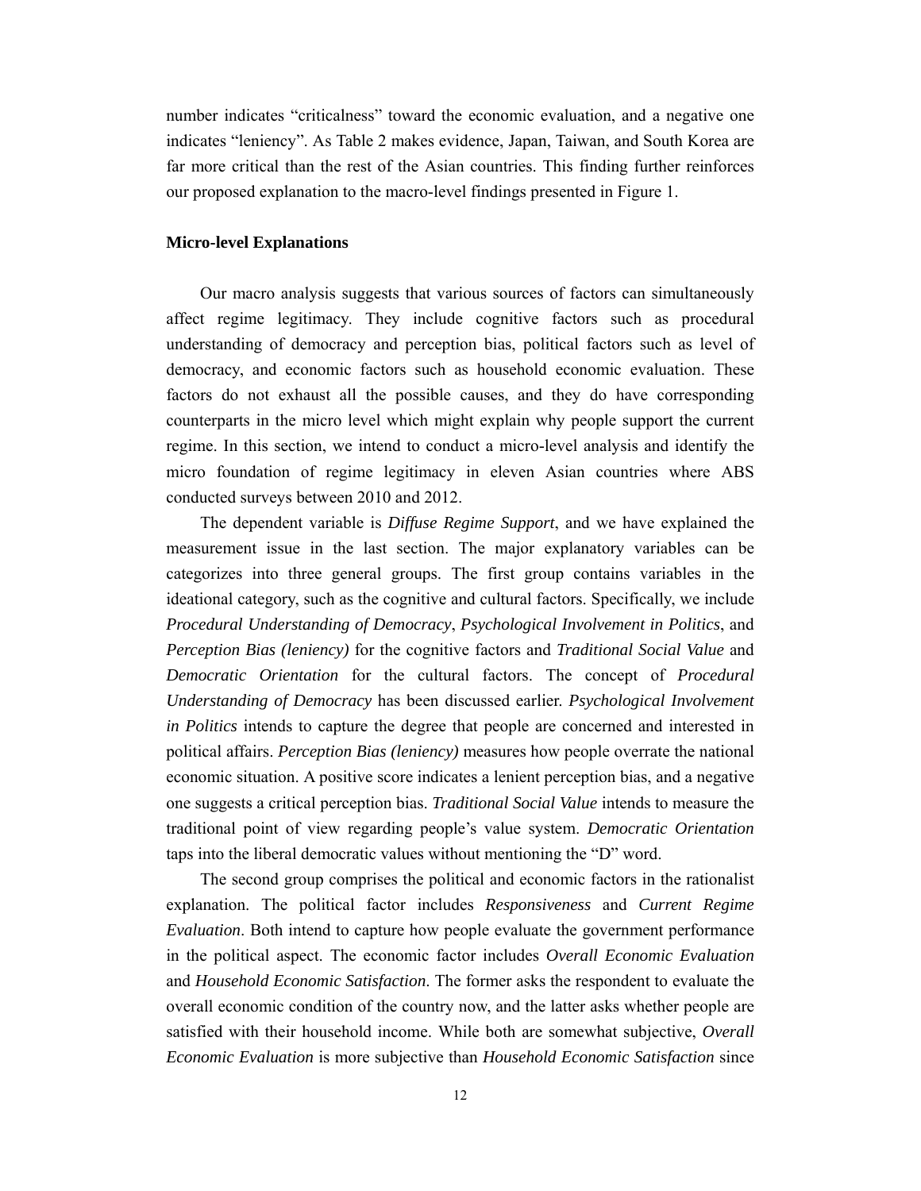number indicates "criticalness" toward the economic evaluation, and a negative one indicates "leniency". As Table 2 makes evidence, Japan, Taiwan, and South Korea are far more critical than the rest of the Asian countries. This finding further reinforces our proposed explanation to the macro-level findings presented in Figure 1.

### Micro-level Explanations

Our macro analysis suggests that various sources of factors can simultaneously affect regime legitimacy. They include cognitive factors such as procedural understanding of democracy and perception bias, political factors such as level of democracy, and economic factors such as household economic evaluation. These factors do not exhaust all the possible causes, and they do have corresponding counterparts in the micro level which might explain why people support the current regime. In this section, we intend to conduct a micro-level analysis and identify the micro foundation of regime legitimacy in eleven Asian countries where ABS conducted surveys between 2010 and 2012.

The dependent variable is *Diffuse Regime Support*, and we have explained the measurement issue in the last section. The major explanatory variables can be categorizes into three general groups. The first group contains variables in the ideational category, such as the cognitive and cultural factors. Specifically, we include *Procedural Understanding of Democracy*, *Psychological Involvement in Politics*, and *Perception Bias (leniency)* for the cognitive factors and *Traditional Social Value* and *Democratic Orientation* for the cultural factors. The concept of *Procedural Understanding of Democracy* has been discussed earlier. *Psychological Involvement in Politics* intends to capture the degree that people are concerned and interested in political affairs. *Perception Bias (leniency)* measures how people overrate the national economic situation. A positive score indicates a lenient perception bias, and a negative one suggests a critical perception bias. *Traditional Social Value* intends to measure the traditional point of view regarding people's value system. *Democratic Orientation* taps into the liberal democratic values without mentioning the "D" word.

The second group comprises the political and economic factors in the rationalist explanation. The political factor includes *Responsiveness* and *Current Regime Evaluation*. Both intend to capture how people evaluate the government performance in the political aspect. The economic factor includes *Overall Economic Evaluation* and *Household Economic Satisfaction*. The former asks the respondent to evaluate the overall economic condition of the country now, and the latter asks whether people are satisfied with their household income. While both are somewhat subjective, *Overall Economic Evaluation* is more subjective than *Household Economic Satisfaction* since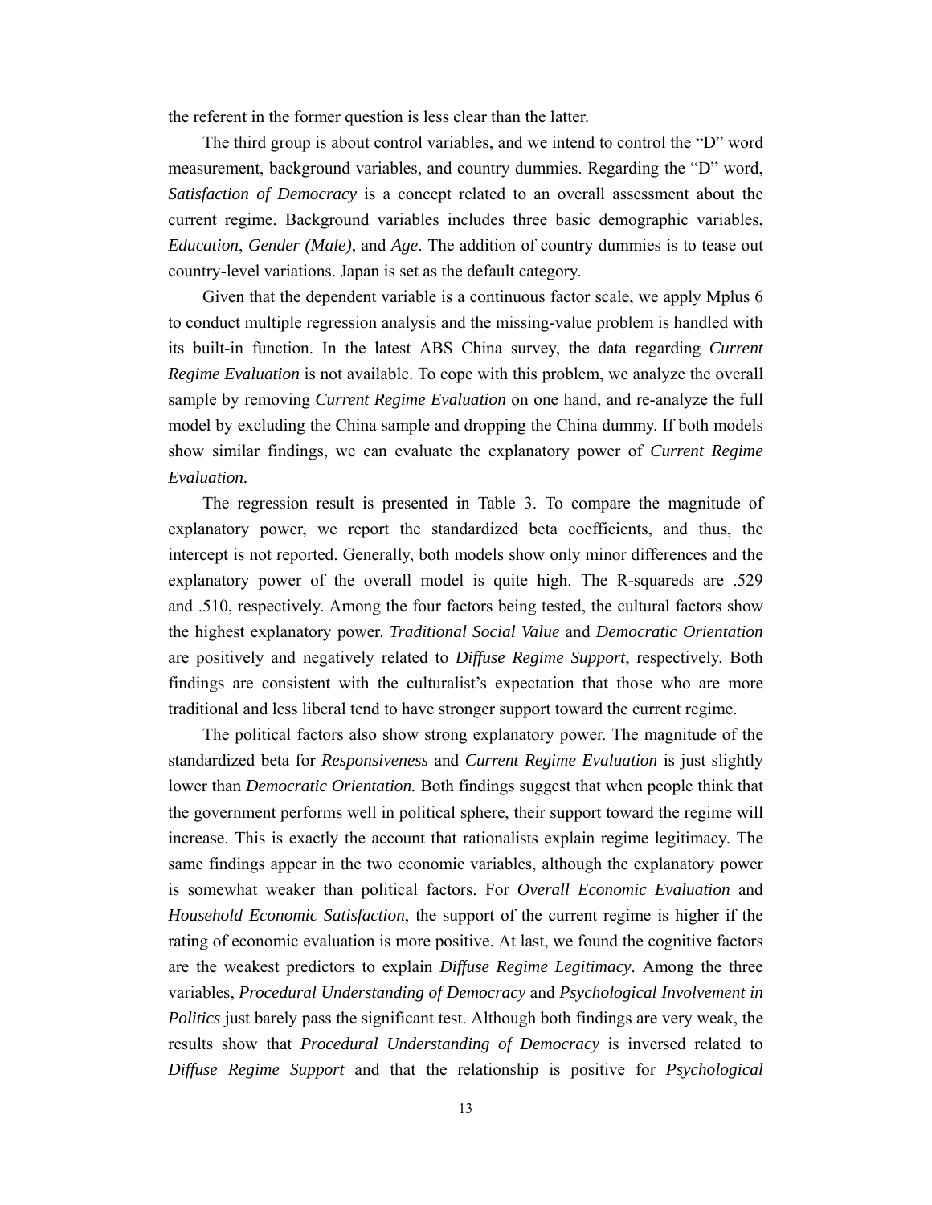the referent in the former question is less clear than the latter.

The third group is about control variables, and we intend to control the "D" word measurement, background variables, and country dummies. Regarding the "D" word, *Satisfaction of Democracy* is a concept related to an overall assessment about the current regime. Background variables includes three basic demographic variables, *Education*, *Gender (Male)*, and *Age*. The addition of country dummies is to tease out country-level variations. Japan is set as the default category.

Given that the dependent variable is a continuous factor scale, we apply Mplus 6 to conduct multiple regression analysis and the missing-value problem is handled with its built-in function. In the latest ABS China survey, the data regarding *Current Regime Evaluation* is not available. To cope with this problem, we analyze the overall sample by removing *Current Regime Evaluation* on one hand, and re-analyze the full model by excluding the China sample and dropping the China dummy. If both models show similar findings, we can evaluate the explanatory power of *Current Regime Evaluation*.

The regression result is presented in Table 3. To compare the magnitude of explanatory power, we report the standardized beta coefficients, and thus, the intercept is not reported. Generally, both models show only minor differences and the explanatory power of the overall model is quite high. The R-squareds are .529 and .510, respectively. Among the four factors being tested, the cultural factors show the highest explanatory power. *Traditional Social Value* and *Democratic Orientation* are positively and negatively related to *Diffuse Regime Support*, respectively. Both findings are consistent with the culturalist's expectation that those who are more traditional and less liberal tend to have stronger support toward the current regime.

The political factors also show strong explanatory power. The magnitude of the standardized beta for *Responsiveness* and *Current Regime Evaluation* is just slightly lower than *Democratic Orientation.* Both findings suggest that when people think that the government performs well in political sphere, their support toward the regime will increase. This is exactly the account that rationalists explain regime legitimacy. The same findings appear in the two economic variables, although the explanatory power is somewhat weaker than political factors. For *Overall Economic Evaluation* and *Household Economic Satisfaction*, the support of the current regime is higher if the rating of economic evaluation is more positive. At last, we found the cognitive factors are the weakest predictors to explain *Diffuse Regime Legitimacy*. Among the three variables, *Procedural Understanding of Democracy* and *Psychological Involvement in Politics* just barely pass the significant test. Although both findings are very weak, the results show that *Procedural Understanding of Democracy* is inversed related to *Diffuse Regime Support* and that the relationship is positive for *Psychological*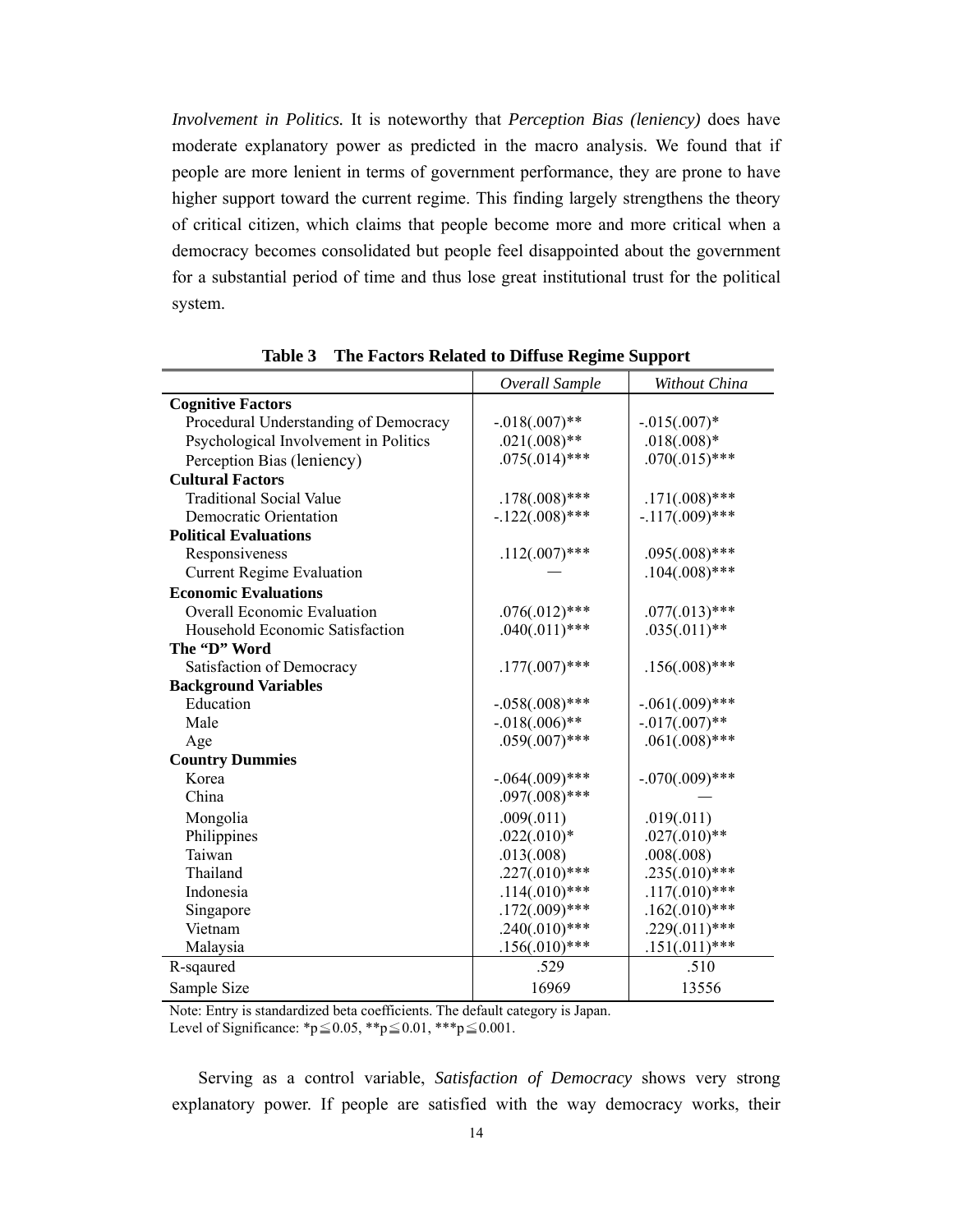*Involvement in Politics.* It is noteworthy that *Perception Bias (leniency)* does have moderate explanatory power as predicted in the macro analysis. We found that if people are more lenient in terms of government performance, they are prone to have higher support toward the current regime. This finding largely strengthens the theory of critical citizen, which claims that people become more and more critical when a democracy becomes consolidated but people feel disappointed about the government for a substantial period of time and thus lose great institutional trust for the political system.

**Table 3 The Factors Related to Diffuse Regime Support**

| | *Overall Sample* | *Without China* |
|---|---|---|
| **Cognitive Factors** | | |
| Procedural Understanding of Democracy | -.018(.007)** | -.015(.007)* |
| Psychological Involvement in Politics | .021(.008)** | .018(.008)* |
| Perception Bias (leniency) | .075(.014)*** | .070(.015)*** |
| **Cultural Factors** | | |
| Traditional Social Value | .178(.008)*** | .171(.008)*** |
| Democratic Orientation | -.122(.008)*** | -.117(.009)*** |
| **Political Evaluations** | | |
| Responsiveness | .112(.007)*** | .095(.008)*** |
| Current Regime Evaluation | — | .104(.008)*** |
| **Economic Evaluations** | | |
| Overall Economic Evaluation | .076(.012)*** | .077(.013)*** |
| Household Economic Satisfaction | .040(.011)*** | .035(.011)** |
| **The "D" Word** | | |
| Satisfaction of Democracy | .177(.007)*** | .156(.008)*** |
| **Background Variables** | | |
| Education | -.058(.008)*** | -.061(.009)*** |
| Male | -.018(.006)** | -.017(.007)** |
| Age | .059(.007)*** | .061(.008)*** |
| **Country Dummies** | | |
| Korea | -.064(.009)*** | -.070(.009)*** |
| China | .097(.008)*** | — |
| Mongolia | .009(.011) | .019(.011) |
| Philippines | .022(.010)* | .027(.010)** |
| Taiwan | .013(.008) | .008(.008) |
| Thailand | .227(.010)*** | .235(.010)*** |
| Indonesia | .114(.010)*** | .117(.010)*** |
| Singapore | .172(.009)*** | .162(.010)*** |
| Vietnam | .240(.010)*** | .229(.011)*** |
| Malaysia | .156(.010)*** | .151(.011)*** |
| R-sqaured | .529 | .510 |
| Sample Size | 16969 | 13556 |

Note: Entry is standardized beta coefficients. The default category is Japan.
Level of Significance: *$p \leqq 0.05$, **$p \leqq 0.01$, ***$p \leqq 0.001$.

Serving as a control variable, *Satisfaction of Democracy* shows very strong explanatory power. If people are satisfied with the way democracy works, their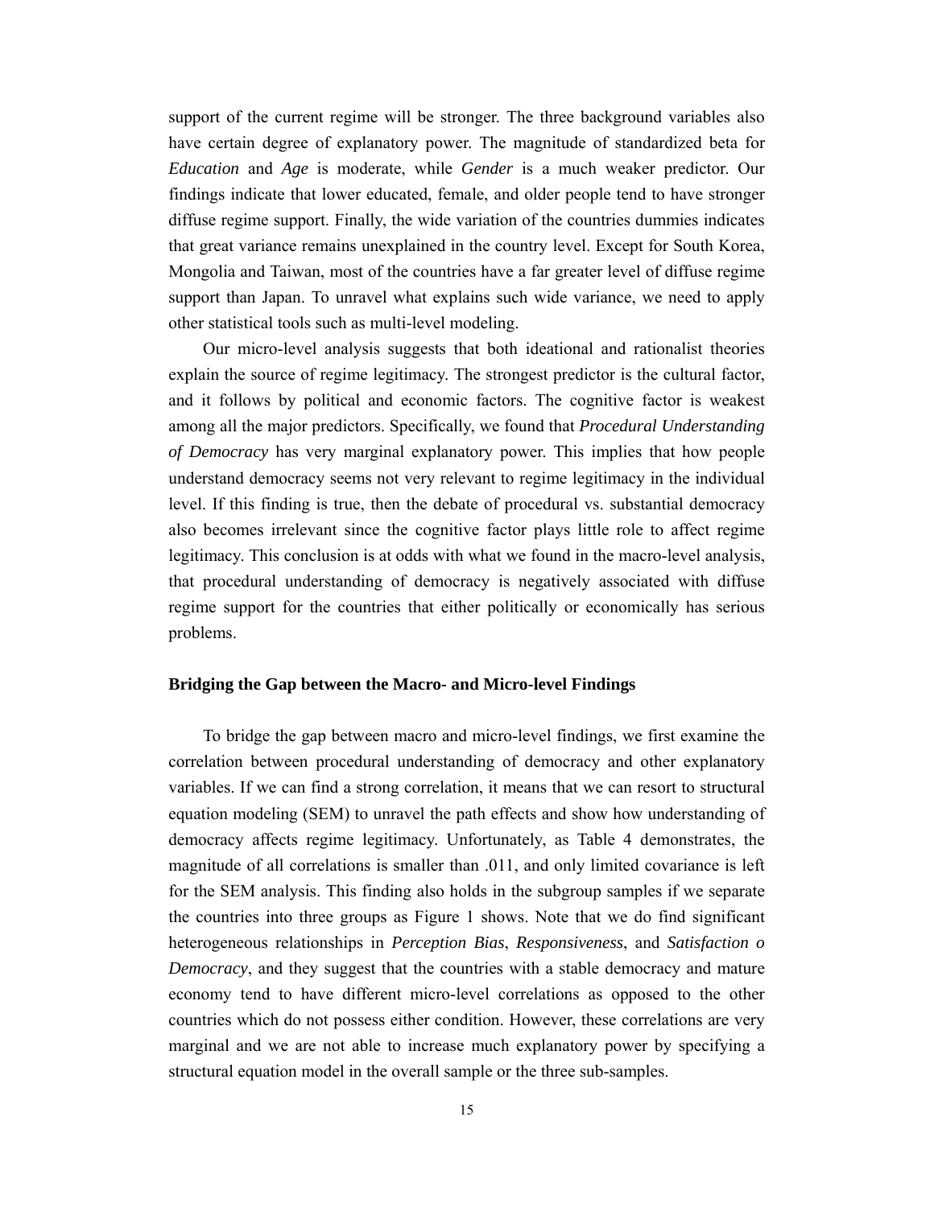support of the current regime will be stronger. The three background variables also have certain degree of explanatory power. The magnitude of standardized beta for *Education* and *Age* is moderate, while *Gender* is a much weaker predictor. Our findings indicate that lower educated, female, and older people tend to have stronger diffuse regime support. Finally, the wide variation of the countries dummies indicates that great variance remains unexplained in the country level. Except for South Korea, Mongolia and Taiwan, most of the countries have a far greater level of diffuse regime support than Japan. To unravel what explains such wide variance, we need to apply other statistical tools such as multi-level modeling.

Our micro-level analysis suggests that both ideational and rationalist theories explain the source of regime legitimacy. The strongest predictor is the cultural factor, and it follows by political and economic factors. The cognitive factor is weakest among all the major predictors. Specifically, we found that *Procedural Understanding of Democracy* has very marginal explanatory power. This implies that how people understand democracy seems not very relevant to regime legitimacy in the individual level. If this finding is true, then the debate of procedural vs. substantial democracy also becomes irrelevant since the cognitive factor plays little role to affect regime legitimacy. This conclusion is at odds with what we found in the macro-level analysis, that procedural understanding of democracy is negatively associated with diffuse regime support for the countries that either politically or economically has serious problems.

### Bridging the Gap between the Macro- and Micro-level Findings

To bridge the gap between macro and micro-level findings, we first examine the correlation between procedural understanding of democracy and other explanatory variables. If we can find a strong correlation, it means that we can resort to structural equation modeling (SEM) to unravel the path effects and show how understanding of democracy affects regime legitimacy. Unfortunately, as Table 4 demonstrates, the magnitude of all correlations is smaller than .011, and only limited covariance is left for the SEM analysis. This finding also holds in the subgroup samples if we separate the countries into three groups as Figure 1 shows. Note that we do find significant heterogeneous relationships in *Perception Bias*, *Responsiveness*, and *Satisfaction o Democracy*, and they suggest that the countries with a stable democracy and mature economy tend to have different micro-level correlations as opposed to the other countries which do not possess either condition. However, these correlations are very marginal and we are not able to increase much explanatory power by specifying a structural equation model in the overall sample or the three sub-samples.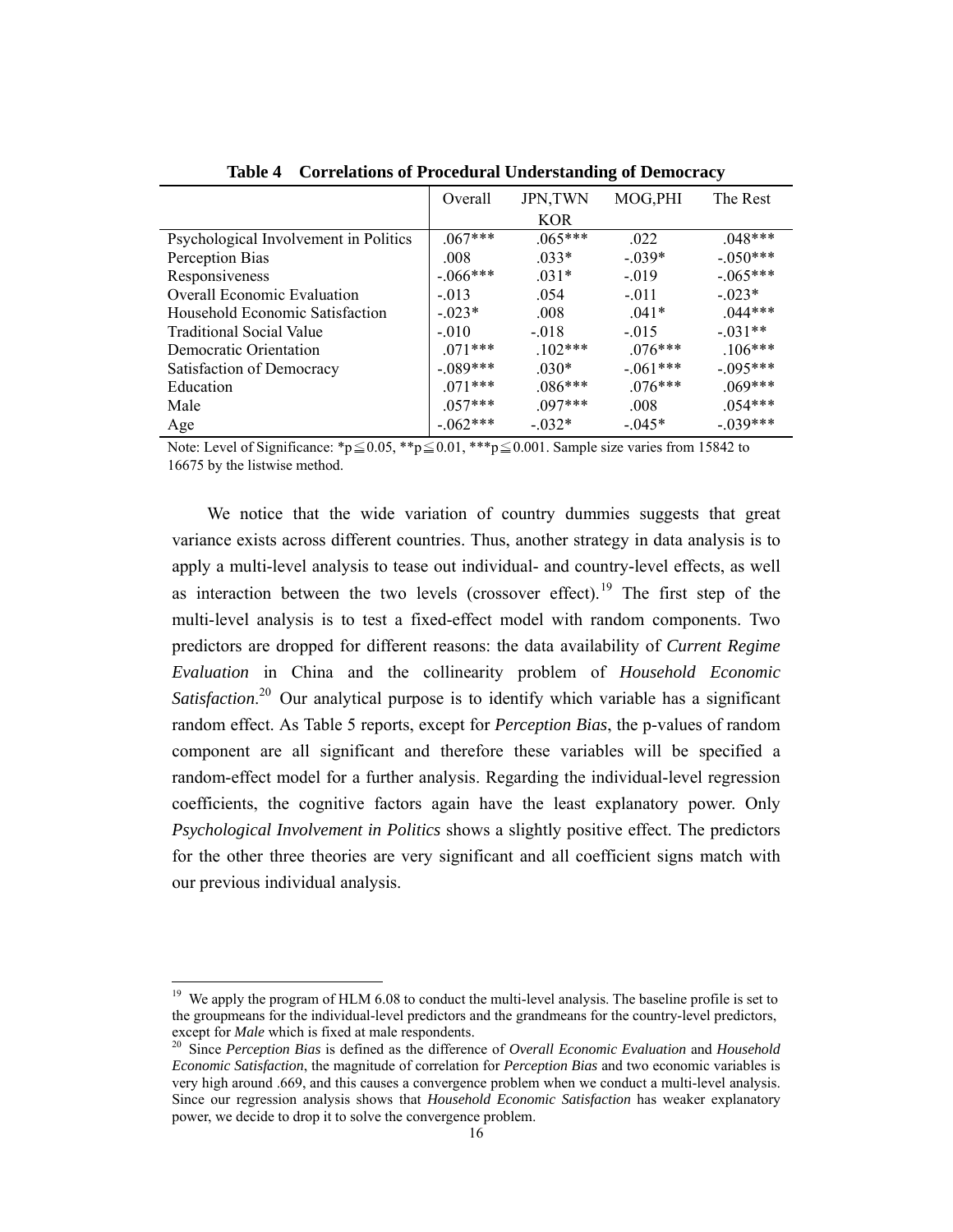**Table 4 Correlations of Procedural Understanding of Democracy**

| | Overall | JPN,TWN KOR | MOG,PHI | The Rest |
|---|---|---|---|---|
| Psychological Involvement in Politics | .067*** | .065*** | .022 | .048*** |
| Perception Bias | .008 | .033* | -.039* | -.050*** |
| Responsiveness | -.066*** | .031* | -.019 | -.065*** |
| Overall Economic Evaluation | -.013 | .054 | -.011 | -.023* |
| Household Economic Satisfaction | -.023* | .008 | .041* | .044*** |
| Traditional Social Value | -.010 | -.018 | -.015 | -.031** |
| Democratic Orientation | .071*** | .102*** | .076*** | .106*** |
| Satisfaction of Democracy | -.089*** | .030* | -.061*** | -.095*** |
| Education | .071*** | .086*** | .076*** | .069*** |
| Male | .057*** | .097*** | .008 | .054*** |
| Age | -.062*** | -.032* | -.045* | -.039*** |

Note: Level of Significance: *p≦0.05, **p≦0.01, ***p≦0.001. Sample size varies from 15842 to 16675 by the listwise method.

We notice that the wide variation of country dummies suggests that great variance exists across different countries. Thus, another strategy in data analysis is to apply a multi-level analysis to tease out individual- and country-level effects, as well as interaction between the two levels (crossover effect).[19] The first step of the multi-level analysis is to test a fixed-effect model with random components. Two predictors are dropped for different reasons: the data availability of *Current Regime Evaluation* in China and the collinearity problem of *Household Economic Satisfaction*.[20] Our analytical purpose is to identify which variable has a significant random effect. As Table 5 reports, except for *Perception Bias*, the p-values of random component are all significant and therefore these variables will be specified a random-effect model for a further analysis. Regarding the individual-level regression coefficients, the cognitive factors again have the least explanatory power. Only *Psychological Involvement in Politics* shows a slightly positive effect. The predictors for the other three theories are very significant and all coefficient signs match with our previous individual analysis.

[19] We apply the program of HLM 6.08 to conduct the multi-level analysis. The baseline profile is set to the groupmeans for the individual-level predictors and the grandmeans for the country-level predictors, except for *Male* which is fixed at male respondents.

[20] Since *Perception Bias* is defined as the difference of *Overall Economic Evaluation* and *Household Economic Satisfaction*, the magnitude of correlation for *Perception Bias* and two economic variables is very high around .669, and this causes a convergence problem when we conduct a multi-level analysis. Since our regression analysis shows that *Household Economic Satisfaction* has weaker explanatory power, we decide to drop it to solve the convergence problem.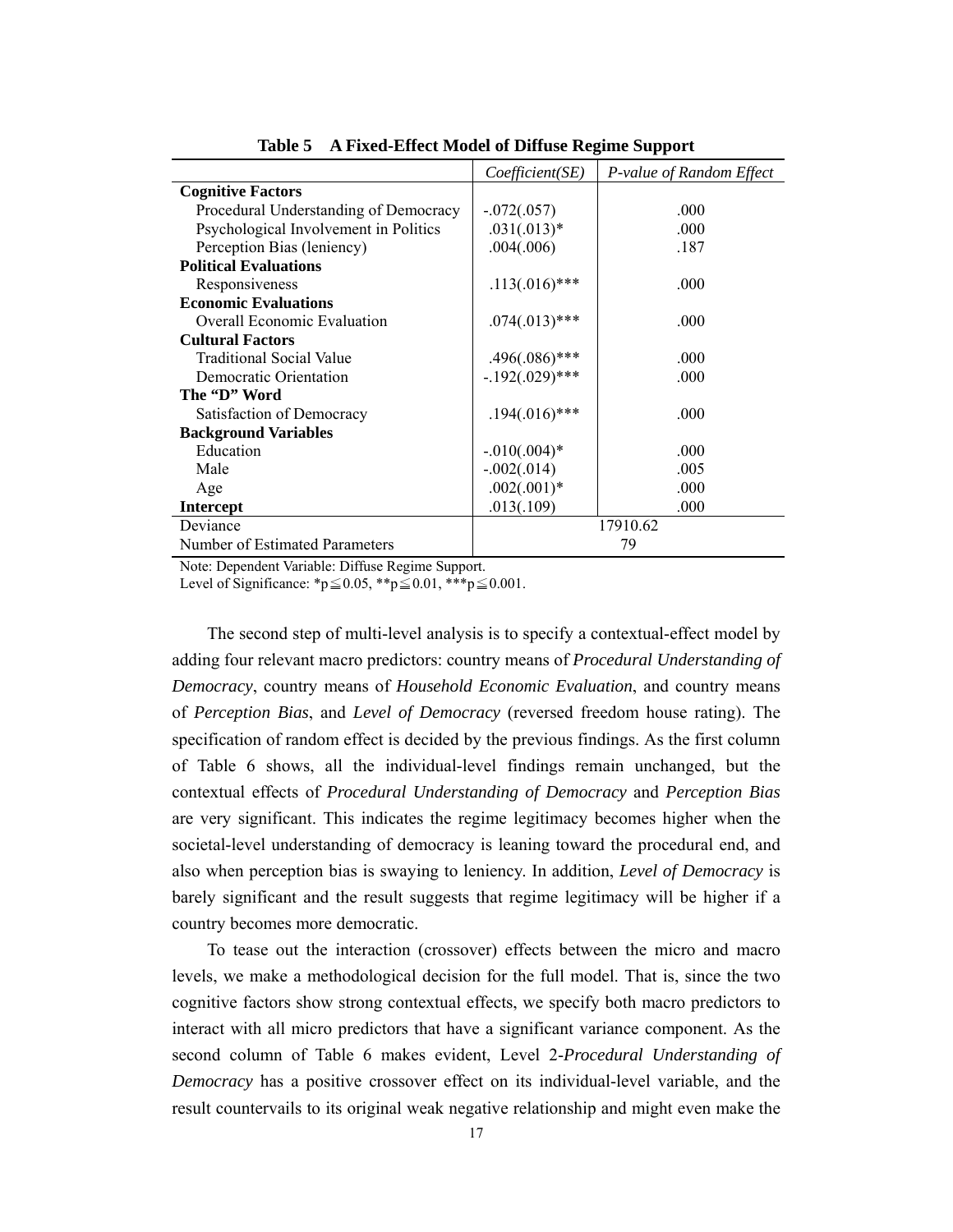**Table 5 A Fixed-Effect Model of Diffuse Regime Support**

| | *Coefficient(SE)* | *P-value of Random Effect* |
|---|---|---|
| **Cognitive Factors** | | |
| Procedural Understanding of Democracy | -.072(.057) | .000 |
| Psychological Involvement in Politics | .031(.013)* | .000 |
| Perception Bias (leniency) | .004(.006) | .187 |
| **Political Evaluations** | | |
| Responsiveness | .113(.016)*** | .000 |
| **Economic Evaluations** | | |
| Overall Economic Evaluation | .074(.013)*** | .000 |
| **Cultural Factors** | | |
| Traditional Social Value | .496(.086)*** | .000 |
| Democratic Orientation | -.192(.029)*** | .000 |
| **The "D" Word** | | |
| Satisfaction of Democracy | .194(.016)*** | .000 |
| **Background Variables** | | |
| Education | -.010(.004)* | .000 |
| Male | -.002(.014) | .005 |
| Age | .002(.001)* | .000 |
| **Intercept** | .013(.109) | .000 |
| Deviance | 17910.62 | |
| Number of Estimated Parameters | 79 | |

Note: Dependent Variable: Diffuse Regime Support.
Level of Significance: *p≦0.05, **p≦0.01, ***p≦0.001.

The second step of multi-level analysis is to specify a contextual-effect model by adding four relevant macro predictors: country means of *Procedural Understanding of Democracy*, country means of *Household Economic Evaluation*, and country means of *Perception Bias*, and *Level of Democracy* (reversed freedom house rating). The specification of random effect is decided by the previous findings. As the first column of Table 6 shows, all the individual-level findings remain unchanged, but the contextual effects of *Procedural Understanding of Democracy* and *Perception Bias* are very significant. This indicates the regime legitimacy becomes higher when the societal-level understanding of democracy is leaning toward the procedural end, and also when perception bias is swaying to leniency. In addition, *Level of Democracy* is barely significant and the result suggests that regime legitimacy will be higher if a country becomes more democratic.

To tease out the interaction (crossover) effects between the micro and macro levels, we make a methodological decision for the full model. That is, since the two cognitive factors show strong contextual effects, we specify both macro predictors to interact with all micro predictors that have a significant variance component. As the second column of Table 6 makes evident, Level 2-*Procedural Understanding of Democracy* has a positive crossover effect on its individual-level variable, and the result countervails to its original weak negative relationship and might even make the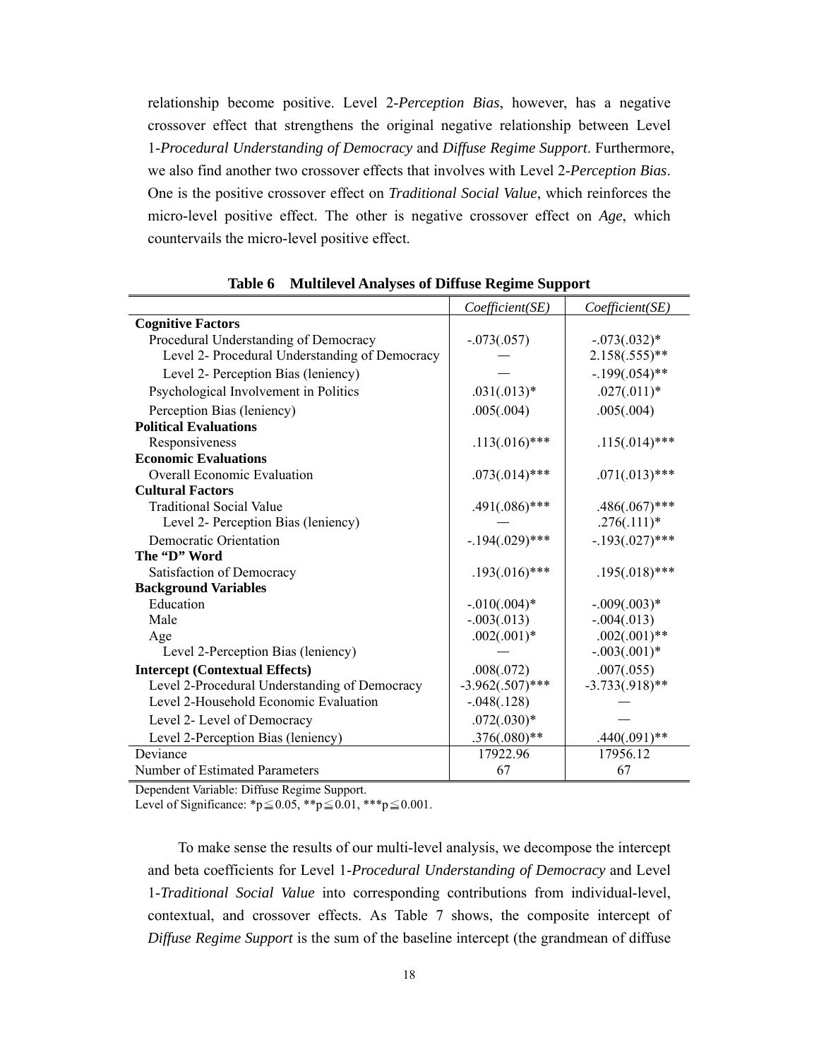relationship become positive. Level 2-*Perception Bias*, however, has a negative crossover effect that strengthens the original negative relationship between Level 1-*Procedural Understanding of Democracy* and *Diffuse Regime Support*. Furthermore, we also find another two crossover effects that involves with Level 2-*Perception Bias*. One is the positive crossover effect on *Traditional Social Value*, which reinforces the micro-level positive effect. The other is negative crossover effect on *Age*, which countervails the micro-level positive effect.

**Table 6 Multilevel Analyses of Diffuse Regime Support**

| | *Coefficient(SE)* | *Coefficient(SE)* |
|---|---|---|
| **Cognitive Factors** | | |
| Procedural Understanding of Democracy | -.073(.057) | -.073(.032)* |
| Level 2- Procedural Understanding of Democracy | — | 2.158(.555)** |
| Level 2- Perception Bias (leniency) | — | -.199(.054)** |
| Psychological Involvement in Politics | .031(.013)* | .027(.011)* |
| Perception Bias (leniency) | .005(.004) | .005(.004) |
| **Political Evaluations** | | |
| Responsiveness | .113(.016)*** | .115(.014)*** |
| **Economic Evaluations** | | |
| Overall Economic Evaluation | .073(.014)*** | .071(.013)*** |
| **Cultural Factors** | | |
| Traditional Social Value | .491(.086)*** | .486(.067)*** |
| Level 2- Perception Bias (leniency) | — | .276(.111)* |
| Democratic Orientation | -.194(.029)*** | -.193(.027)*** |
| **The "D" Word** | | |
| Satisfaction of Democracy | .193(.016)*** | .195(.018)*** |
| **Background Variables** | | |
| Education | -.010(.004)* | -.009(.003)* |
| Male | -.003(.013) | -.004(.013) |
| Age | .002(.001)* | .002(.001)** |
| Level 2-Perception Bias (leniency) | — | -.003(.001)* |
| **Intercept (Contextual Effects)** | .008(.072) | .007(.055) |
| Level 2-Procedural Understanding of Democracy | -3.962(.507)*** | -3.733(.918)** |
| Level 2-Household Economic Evaluation | -.048(.128) | — |
| Level 2- Level of Democracy | .072(.030)* | — |
| Level 2-Perception Bias (leniency) | .376(.080)** | .440(.091)** |
| Deviance | 17922.96 | 17956.12 |
| Number of Estimated Parameters | 67 | 67 |

Dependent Variable: Diffuse Regime Support.
Level of Significance: *p≦0.05, **p≦0.01, ***p≦0.001.

To make sense the results of our multi-level analysis, we decompose the intercept and beta coefficients for Level 1-*Procedural Understanding of Democracy* and Level 1-*Traditional Social Value* into corresponding contributions from individual-level, contextual, and crossover effects. As Table 7 shows, the composite intercept of *Diffuse Regime Support* is the sum of the baseline intercept (the grandmean of diffuse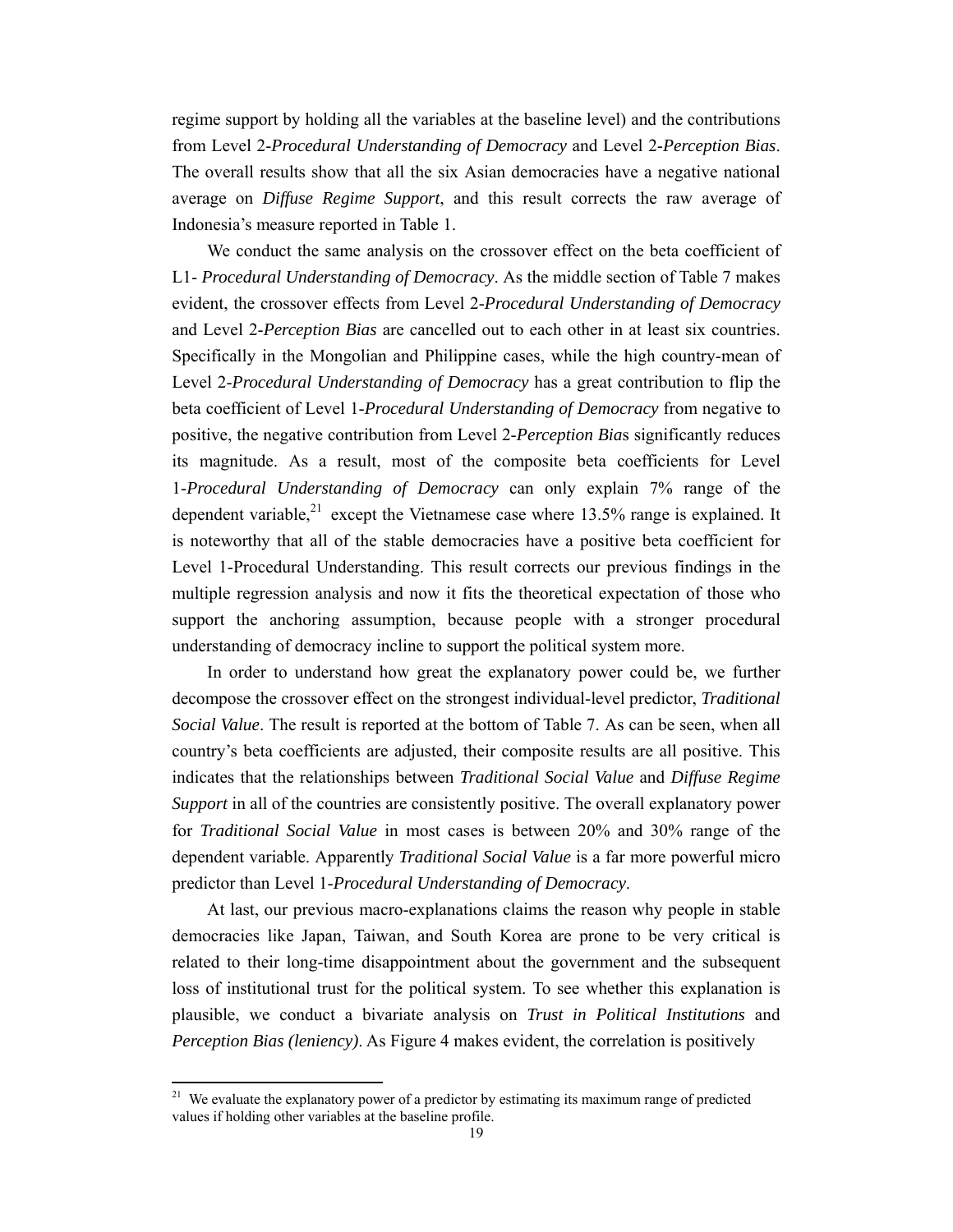regime support by holding all the variables at the baseline level) and the contributions from Level 2-*Procedural Understanding of Democracy* and Level 2-*Perception Bias*. The overall results show that all the six Asian democracies have a negative national average on *Diffuse Regime Support*, and this result corrects the raw average of Indonesia's measure reported in Table 1.

We conduct the same analysis on the crossover effect on the beta coefficient of L1- *Procedural Understanding of Democracy*. As the middle section of Table 7 makes evident, the crossover effects from Level 2-*Procedural Understanding of Democracy* and Level 2-*Perception Bias* are cancelled out to each other in at least six countries. Specifically in the Mongolian and Philippine cases, while the high country-mean of Level 2-*Procedural Understanding of Democracy* has a great contribution to flip the beta coefficient of Level 1-*Procedural Understanding of Democracy* from negative to positive, the negative contribution from Level 2-*Perception Bias* significantly reduces its magnitude. As a result, most of the composite beta coefficients for Level 1-*Procedural Understanding of Democracy* can only explain 7% range of the dependent variable,[21] except the Vietnamese case where 13.5% range is explained. It is noteworthy that all of the stable democracies have a positive beta coefficient for Level 1-Procedural Understanding. This result corrects our previous findings in the multiple regression analysis and now it fits the theoretical expectation of those who support the anchoring assumption, because people with a stronger procedural understanding of democracy incline to support the political system more.

In order to understand how great the explanatory power could be, we further decompose the crossover effect on the strongest individual-level predictor, *Traditional Social Value*. The result is reported at the bottom of Table 7. As can be seen, when all country's beta coefficients are adjusted, their composite results are all positive. This indicates that the relationships between *Traditional Social Value* and *Diffuse Regime Support* in all of the countries are consistently positive. The overall explanatory power for *Traditional Social Value* in most cases is between 20% and 30% range of the dependent variable. Apparently *Traditional Social Value* is a far more powerful micro predictor than Level 1-*Procedural Understanding of Democracy*.

At last, our previous macro-explanations claims the reason why people in stable democracies like Japan, Taiwan, and South Korea are prone to be very critical is related to their long-time disappointment about the government and the subsequent loss of institutional trust for the political system. To see whether this explanation is plausible, we conduct a bivariate analysis on *Trust in Political Institutions* and *Perception Bias (leniency)*. As Figure 4 makes evident, the correlation is positively

[21] We evaluate the explanatory power of a predictor by estimating its maximum range of predicted values if holding other variables at the baseline profile.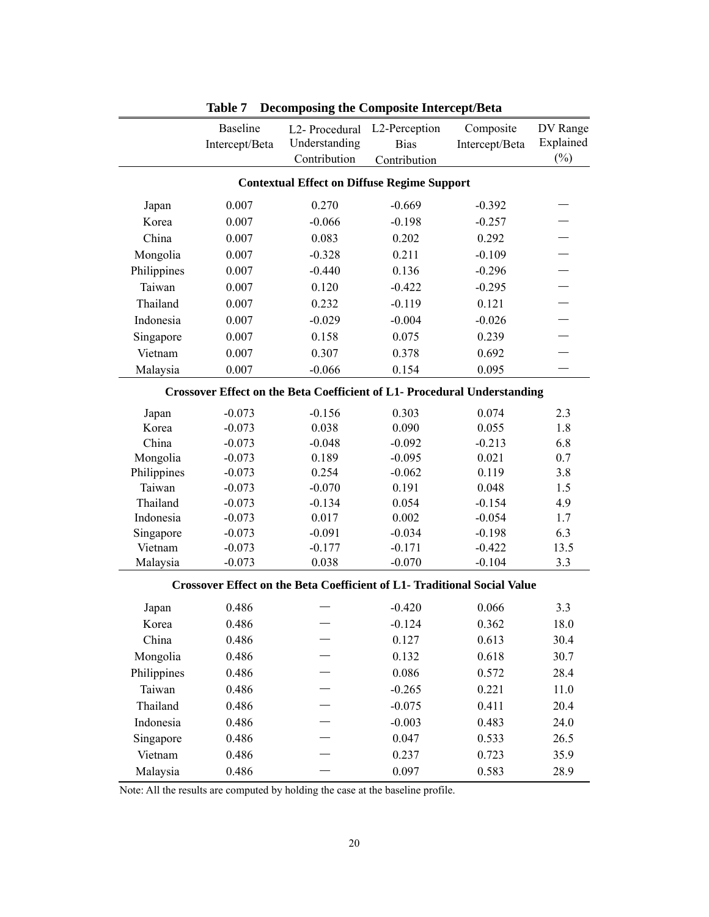**Table 7 Decomposing the Composite Intercept/Beta**

| | Baseline Intercept/Beta | L2- Procedural Understanding Contribution | L2-Perception Bias Contribution | Composite Intercept/Beta | DV Range Explained (%) |
|---|---|---|---|---|---|
| **Contextual Effect on Diffuse Regime Support** | | | | | |
| Japan | 0.007 | 0.270 | -0.669 | -0.392 | — |
| Korea | 0.007 | -0.066 | -0.198 | -0.257 | — |
| China | 0.007 | 0.083 | 0.202 | 0.292 | — |
| Mongolia | 0.007 | -0.328 | 0.211 | -0.109 | — |
| Philippines | 0.007 | -0.440 | 0.136 | -0.296 | — |
| Taiwan | 0.007 | 0.120 | -0.422 | -0.295 | — |
| Thailand | 0.007 | 0.232 | -0.119 | 0.121 | — |
| Indonesia | 0.007 | -0.029 | -0.004 | -0.026 | — |
| Singapore | 0.007 | 0.158 | 0.075 | 0.239 | — |
| Vietnam | 0.007 | 0.307 | 0.378 | 0.692 | — |
| Malaysia | 0.007 | -0.066 | 0.154 | 0.095 | — |
| **Crossover Effect on the Beta Coefficient of L1- Procedural Understanding** | | | | | |
| Japan | -0.073 | -0.156 | 0.303 | 0.074 | 2.3 |
| Korea | -0.073 | 0.038 | 0.090 | 0.055 | 1.8 |
| China | -0.073 | -0.048 | -0.092 | -0.213 | 6.8 |
| Mongolia | -0.073 | 0.189 | -0.095 | 0.021 | 0.7 |
| Philippines | -0.073 | 0.254 | -0.062 | 0.119 | 3.8 |
| Taiwan | -0.073 | -0.070 | 0.191 | 0.048 | 1.5 |
| Thailand | -0.073 | -0.134 | 0.054 | -0.154 | 4.9 |
| Indonesia | -0.073 | 0.017 | 0.002 | -0.054 | 1.7 |
| Singapore | -0.073 | -0.091 | -0.034 | -0.198 | 6.3 |
| Vietnam | -0.073 | -0.177 | -0.171 | -0.422 | 13.5 |
| Malaysia | -0.073 | 0.038 | -0.070 | -0.104 | 3.3 |
| **Crossover Effect on the Beta Coefficient of L1- Traditional Social Value** | | | | | |
| Japan | 0.486 | — | -0.420 | 0.066 | 3.3 |
| Korea | 0.486 | — | -0.124 | 0.362 | 18.0 |
| China | 0.486 | — | 0.127 | 0.613 | 30.4 |
| Mongolia | 0.486 | — | 0.132 | 0.618 | 30.7 |
| Philippines | 0.486 | — | 0.086 | 0.572 | 28.4 |
| Taiwan | 0.486 | — | -0.265 | 0.221 | 11.0 |
| Thailand | 0.486 | — | -0.075 | 0.411 | 20.4 |
| Indonesia | 0.486 | — | -0.003 | 0.483 | 24.0 |
| Singapore | 0.486 | — | 0.047 | 0.533 | 26.5 |
| Vietnam | 0.486 | — | 0.237 | 0.723 | 35.9 |
| Malaysia | 0.486 | — | 0.097 | 0.583 | 28.9 |

Note: All the results are computed by holding the case at the baseline profile.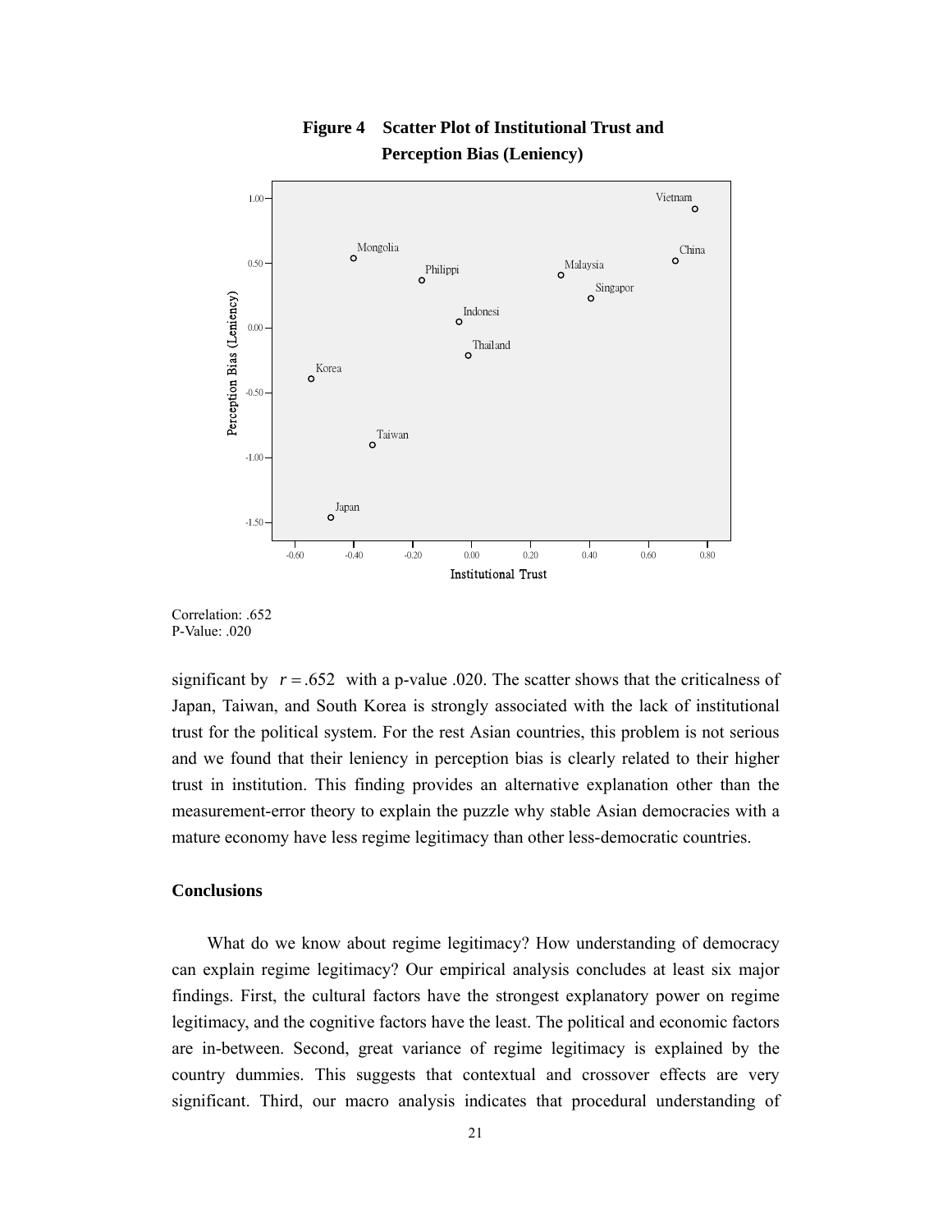**Figure 4 Scatter Plot of Institutional Trust and Perception Bias (Leniency)**

Correlation: .652
P-Value: .020

significant by $r = .652$ with a p-value .020. The scatter shows that the criticalness of Japan, Taiwan, and South Korea is strongly associated with the lack of institutional trust for the political system. For the rest Asian countries, this problem is not serious and we found that their leniency in perception bias is clearly related to their higher trust in institution. This finding provides an alternative explanation other than the measurement-error theory to explain the puzzle why stable Asian democracies with a mature economy have less regime legitimacy than other less-democratic countries.

## Conclusions

What do we know about regime legitimacy? How understanding of democracy can explain regime legitimacy? Our empirical analysis concludes at least six major findings. First, the cultural factors have the strongest explanatory power on regime legitimacy, and the cognitive factors have the least. The political and economic factors are in-between. Second, great variance of regime legitimacy is explained by the country dummies. This suggests that contextual and crossover effects are very significant. Third, our macro analysis indicates that procedural understanding of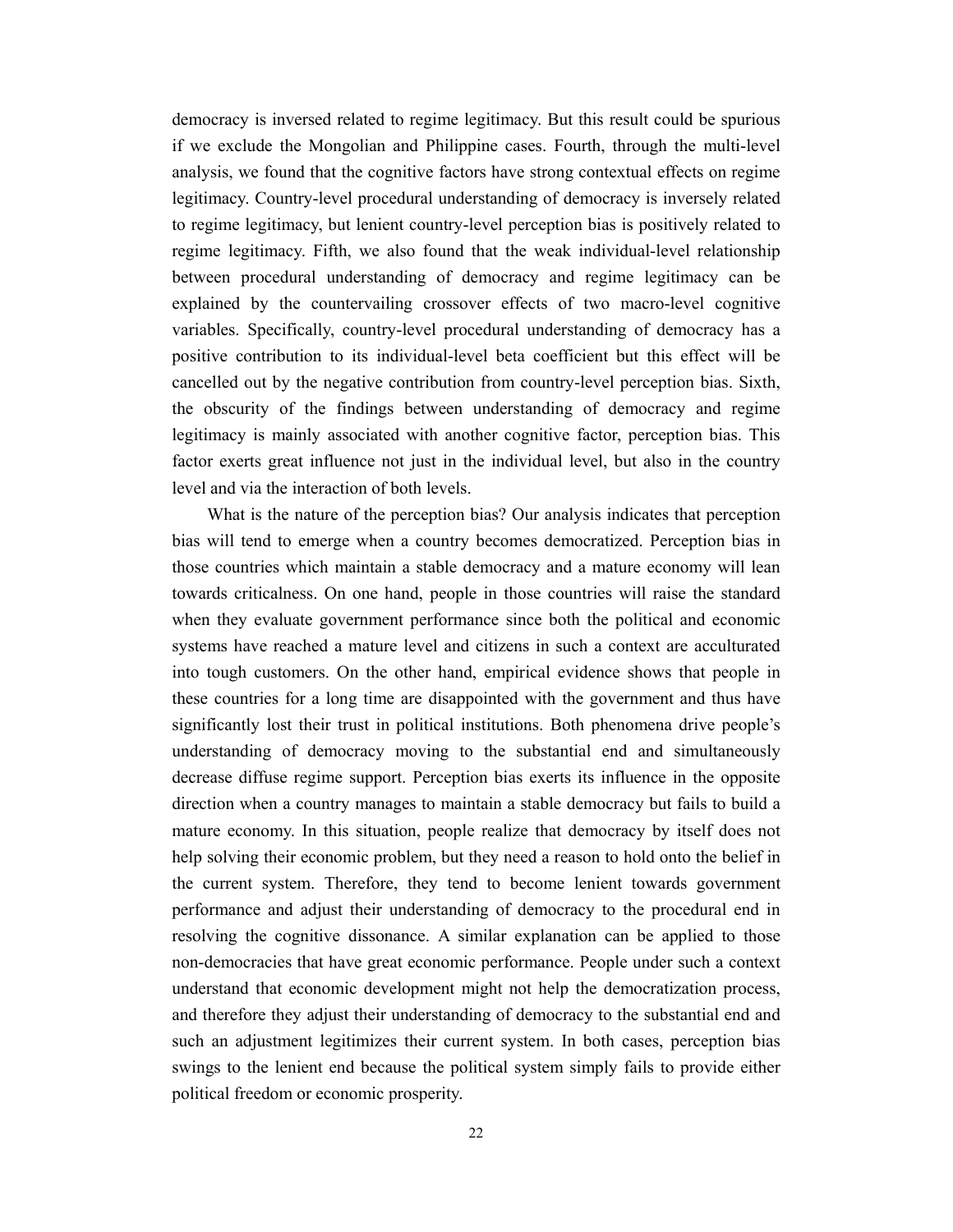democracy is inversed related to regime legitimacy. But this result could be spurious if we exclude the Mongolian and Philippine cases. Fourth, through the multi-level analysis, we found that the cognitive factors have strong contextual effects on regime legitimacy. Country-level procedural understanding of democracy is inversely related to regime legitimacy, but lenient country-level perception bias is positively related to regime legitimacy. Fifth, we also found that the weak individual-level relationship between procedural understanding of democracy and regime legitimacy can be explained by the countervailing crossover effects of two macro-level cognitive variables. Specifically, country-level procedural understanding of democracy has a positive contribution to its individual-level beta coefficient but this effect will be cancelled out by the negative contribution from country-level perception bias. Sixth, the obscurity of the findings between understanding of democracy and regime legitimacy is mainly associated with another cognitive factor, perception bias. This factor exerts great influence not just in the individual level, but also in the country level and via the interaction of both levels.

What is the nature of the perception bias? Our analysis indicates that perception bias will tend to emerge when a country becomes democratized. Perception bias in those countries which maintain a stable democracy and a mature economy will lean towards criticalness. On one hand, people in those countries will raise the standard when they evaluate government performance since both the political and economic systems have reached a mature level and citizens in such a context are acculturated into tough customers. On the other hand, empirical evidence shows that people in these countries for a long time are disappointed with the government and thus have significantly lost their trust in political institutions. Both phenomena drive people's understanding of democracy moving to the substantial end and simultaneously decrease diffuse regime support. Perception bias exerts its influence in the opposite direction when a country manages to maintain a stable democracy but fails to build a mature economy. In this situation, people realize that democracy by itself does not help solving their economic problem, but they need a reason to hold onto the belief in the current system. Therefore, they tend to become lenient towards government performance and adjust their understanding of democracy to the procedural end in resolving the cognitive dissonance. A similar explanation can be applied to those non-democracies that have great economic performance. People under such a context understand that economic development might not help the democratization process, and therefore they adjust their understanding of democracy to the substantial end and such an adjustment legitimizes their current system. In both cases, perception bias swings to the lenient end because the political system simply fails to provide either political freedom or economic prosperity.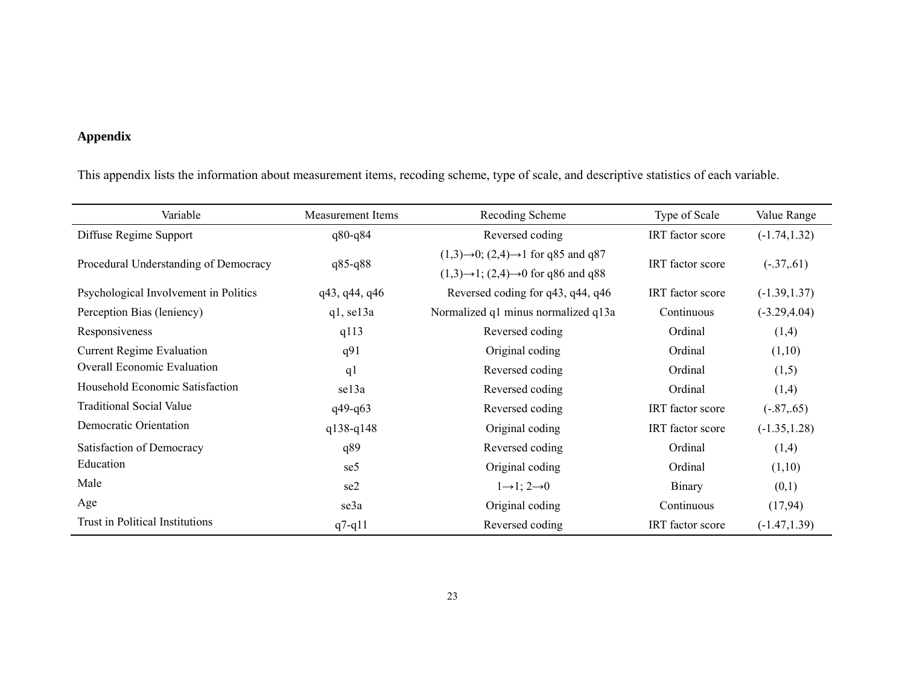**Appendix**

This appendix lists the information about measurement items, recoding scheme, type of scale, and descriptive statistics of each variable.

| Variable | Measurement Items | Recoding Scheme | Type of Scale | Value Range |
|---|---|---|---|---|
| Diffuse Regime Support | q80-q84 | Reversed coding | IRT factor score | (-1.74,1.32) |
| Procedural Understanding of Democracy | q85-q88 | (1,3)→0; (2,4)→1 for q85 and q87<br>(1,3)→1; (2,4)→0 for q86 and q88 | IRT factor score | (-.37,.61) |
| Psychological Involvement in Politics | q43, q44, q46 | Reversed coding for q43, q44, q46 | IRT factor score | (-1.39,1.37) |
| Perception Bias (leniency) | q1, se13a | Normalized q1 minus normalized q13a | Continuous | (-3.29,4.04) |
| Responsiveness | q113 | Reversed coding | Ordinal | (1,4) |
| Current Regime Evaluation | q91 | Original coding | Ordinal | (1,10) |
| Overall Economic Evaluation | q1 | Reversed coding | Ordinal | (1,5) |
| Household Economic Satisfaction | se13a | Reversed coding | Ordinal | (1,4) |
| Traditional Social Value | q49-q63 | Reversed coding | IRT factor score | (-.87,.65) |
| Democratic Orientation | q138-q148 | Original coding | IRT factor score | (-1.35,1.28) |
| Satisfaction of Democracy | q89 | Reversed coding | Ordinal | (1,4) |
| Education | se5 | Original coding | Ordinal | (1,10) |
| Male | se2 | 1→1; 2→0 | Binary | (0,1) |
| Age | se3a | Original coding | Continuous | (17,94) |
| Trust in Political Institutions | q7-q11 | Reversed coding | IRT factor score | (-1.47,1.39) |